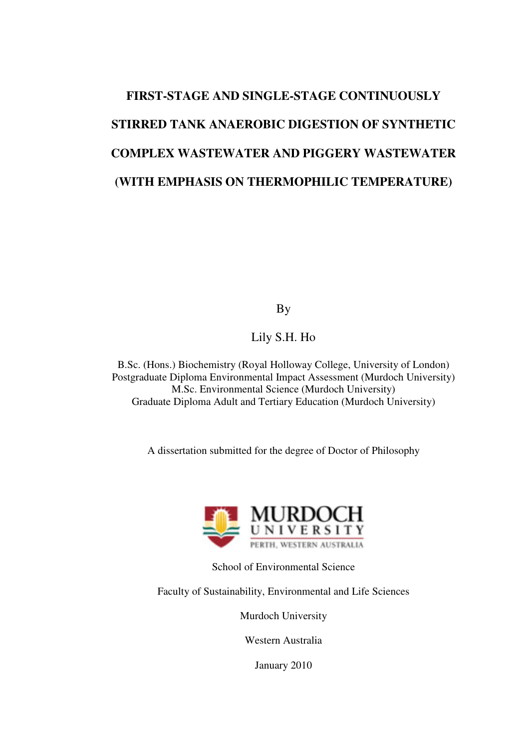# FIRST-STAGE AND SINGLE-STAGE CONTINUOUSLY STIRRED TANK ANAEROBIC DIGESTION OF SYNTHETIC COMPLEX WASTEWATER AND PIGGERY WASTEWATER (WITH EMPHASIS ON THERMOPHILIC TEMPERATURE)

By

Lily S.H. Ho

B.Sc. (Hons.) Biochemistry (Royal Holloway College, University of London)
Postgraduate Diploma Environmental Impact Assessment (Murdoch University)
M.Sc. Environmental Science (Murdoch University)
Graduate Diploma Adult and Tertiary Education (Murdoch University)

A dissertation submitted for the degree of Doctor of Philosophy

MURDOCH UNIVERSITY
PERTH, WESTERN AUSTRALIA

School of Environmental Science

Faculty of Sustainability, Environmental and Life Sciences

Murdoch University

Western Australia

January 2010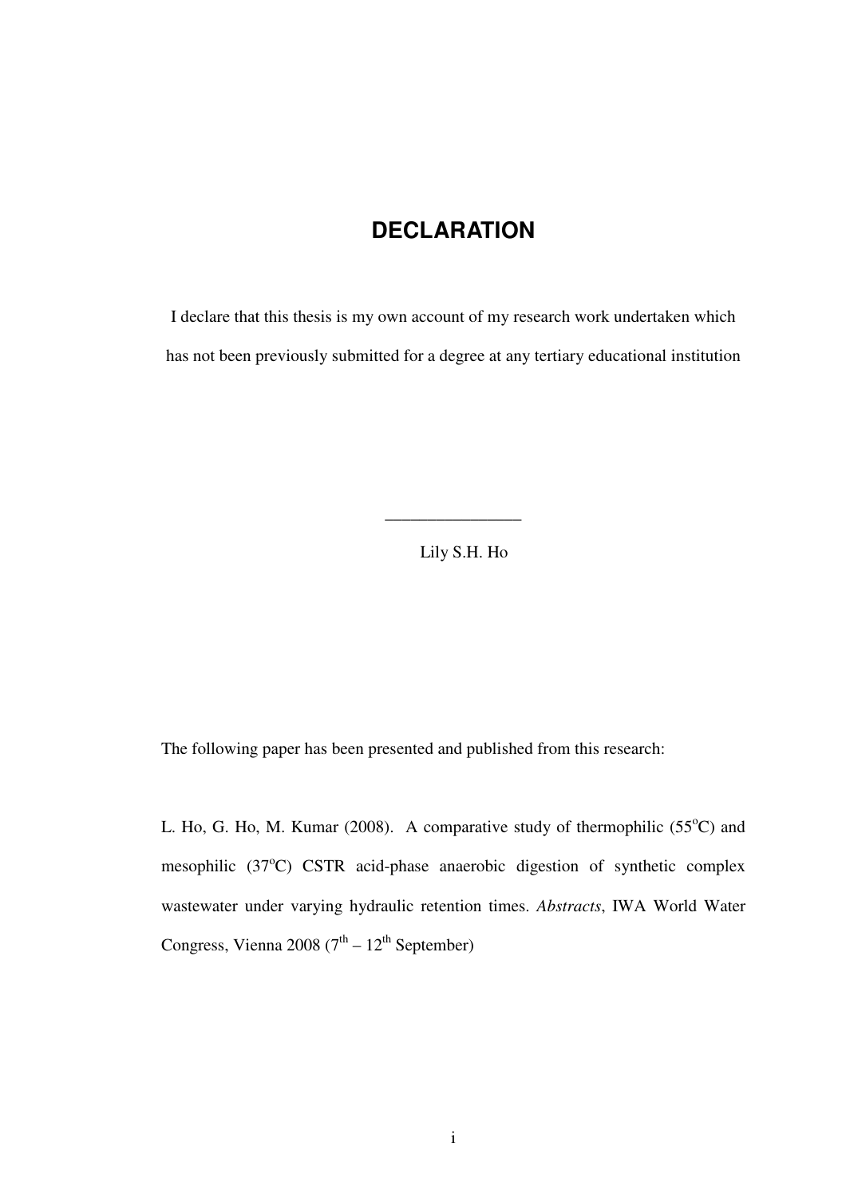# DECLARATION

I declare that this thesis is my own account of my research work undertaken which has not been previously submitted for a degree at any tertiary educational institution

\_\_\_\_\_\_\_\_\_\_\_\_\_\_\_\_

Lily S.H. Ho

The following paper has been presented and published from this research:

L. Ho, G. Ho, M. Kumar (2008). A comparative study of thermophilic (55$^{o}$C) and mesophilic (37$^{o}$C) CSTR acid-phase anaerobic digestion of synthetic complex wastewater under varying hydraulic retention times. *Abstracts*, IWA World Water Congress, Vienna 2008 (7$^{th}$ – 12$^{th}$ September)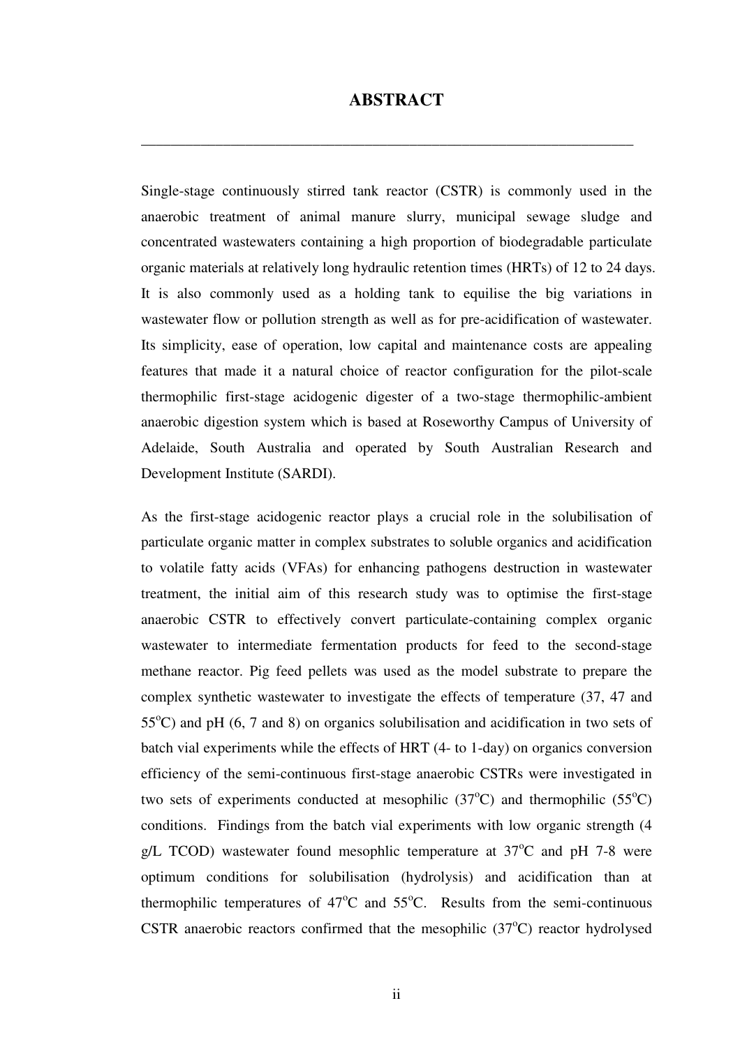# ABSTRACT

Single-stage continuously stirred tank reactor (CSTR) is commonly used in the anaerobic treatment of animal manure slurry, municipal sewage sludge and concentrated wastewaters containing a high proportion of biodegradable particulate organic materials at relatively long hydraulic retention times (HRTs) of 12 to 24 days. It is also commonly used as a holding tank to equilise the big variations in wastewater flow or pollution strength as well as for pre-acidification of wastewater. Its simplicity, ease of operation, low capital and maintenance costs are appealing features that made it a natural choice of reactor configuration for the pilot-scale thermophilic first-stage acidogenic digester of a two-stage thermophilic-ambient anaerobic digestion system which is based at Roseworthy Campus of University of Adelaide, South Australia and operated by South Australian Research and Development Institute (SARDI).

As the first-stage acidogenic reactor plays a crucial role in the solubilisation of particulate organic matter in complex substrates to soluble organics and acidification to volatile fatty acids (VFAs) for enhancing pathogens destruction in wastewater treatment, the initial aim of this research study was to optimise the first-stage anaerobic CSTR to effectively convert particulate-containing complex organic wastewater to intermediate fermentation products for feed to the second-stage methane reactor. Pig feed pellets was used as the model substrate to prepare the complex synthetic wastewater to investigate the effects of temperature (37, 47 and 55$^{o}$C) and pH (6, 7 and 8) on organics solubilisation and acidification in two sets of batch vial experiments while the effects of HRT (4- to 1-day) on organics conversion efficiency of the semi-continuous first-stage anaerobic CSTRs were investigated in two sets of experiments conducted at mesophilic (37$^{o}$C) and thermophilic (55$^{o}$C) conditions. Findings from the batch vial experiments with low organic strength (4 g/L TCOD) wastewater found mesophlic temperature at 37$^{o}$C and pH 7-8 were optimum conditions for solubilisation (hydrolysis) and acidification than at thermophilic temperatures of 47$^{o}$C and 55$^{o}$C. Results from the semi-continuous CSTR anaerobic reactors confirmed that the mesophilic (37$^{o}$C) reactor hydrolysed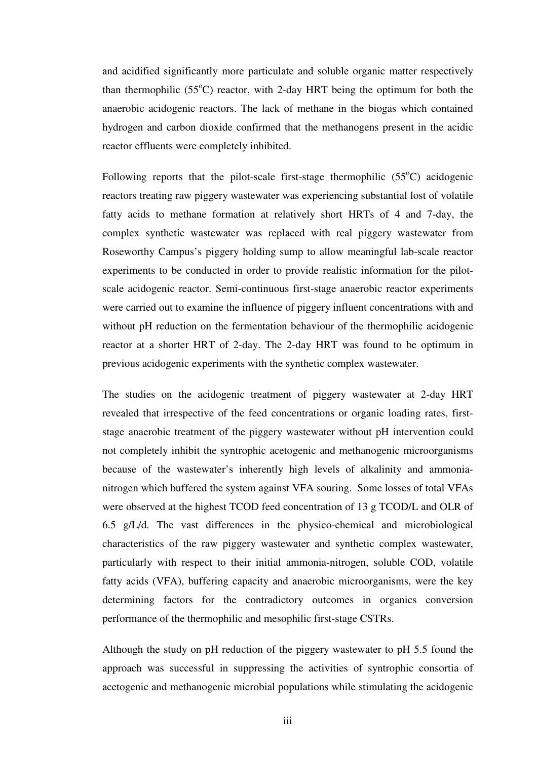and acidified significantly more particulate and soluble organic matter respectively than thermophilic (55$^{o}$C) reactor, with 2-day HRT being the optimum for both the anaerobic acidogenic reactors. The lack of methane in the biogas which contained hydrogen and carbon dioxide confirmed that the methanogens present in the acidic reactor effluents were completely inhibited.

Following reports that the pilot-scale first-stage thermophilic (55$^{o}$C) acidogenic reactors treating raw piggery wastewater was experiencing substantial lost of volatile fatty acids to methane formation at relatively short HRTs of 4 and 7-day, the complex synthetic wastewater was replaced with real piggery wastewater from Roseworthy Campus's piggery holding sump to allow meaningful lab-scale reactor experiments to be conducted in order to provide realistic information for the pilot-scale acidogenic reactor. Semi-continuous first-stage anaerobic reactor experiments were carried out to examine the influence of piggery influent concentrations with and without pH reduction on the fermentation behaviour of the thermophilic acidogenic reactor at a shorter HRT of 2-day. The 2-day HRT was found to be optimum in previous acidogenic experiments with the synthetic complex wastewater.

The studies on the acidogenic treatment of piggery wastewater at 2-day HRT revealed that irrespective of the feed concentrations or organic loading rates, first-stage anaerobic treatment of the piggery wastewater without pH intervention could not completely inhibit the syntrophic acetogenic and methanogenic microorganisms because of the wastewater's inherently high levels of alkalinity and ammonia-nitrogen which buffered the system against VFA souring. Some losses of total VFAs were observed at the highest TCOD feed concentration of 13 g TCOD/L and OLR of 6.5 g/L/d. The vast differences in the physico-chemical and microbiological characteristics of the raw piggery wastewater and synthetic complex wastewater, particularly with respect to their initial ammonia-nitrogen, soluble COD, volatile fatty acids (VFA), buffering capacity and anaerobic microorganisms, were the key determining factors for the contradictory outcomes in organics conversion performance of the thermophilic and mesophilic first-stage CSTRs.

Although the study on pH reduction of the piggery wastewater to pH 5.5 found the approach was successful in suppressing the activities of syntrophic consortia of acetogenic and methanogenic microbial populations while stimulating the acidogenic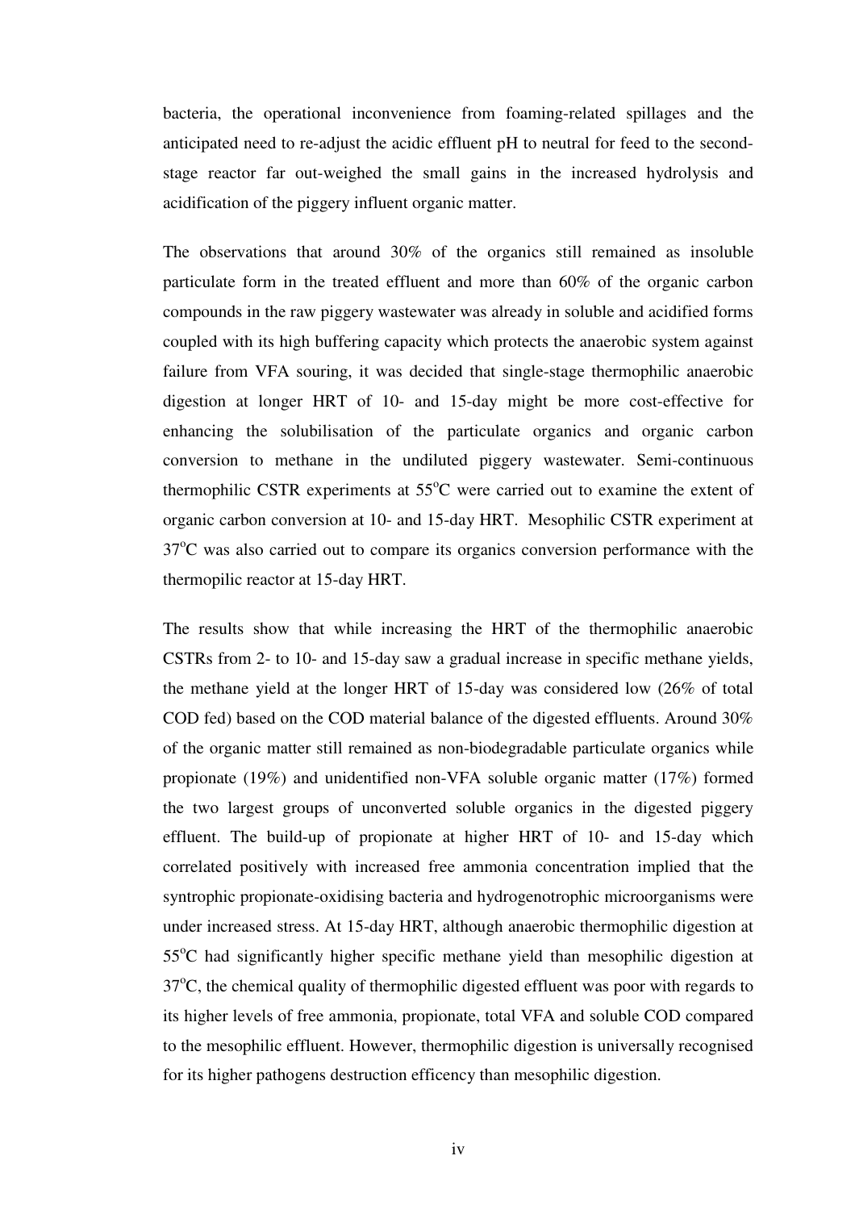bacteria, the operational inconvenience from foaming-related spillages and the anticipated need to re-adjust the acidic effluent pH to neutral for feed to the second-stage reactor far out-weighed the small gains in the increased hydrolysis and acidification of the piggery influent organic matter.

The observations that around 30% of the organics still remained as insoluble particulate form in the treated effluent and more than 60% of the organic carbon compounds in the raw piggery wastewater was already in soluble and acidified forms coupled with its high buffering capacity which protects the anaerobic system against failure from VFA souring, it was decided that single-stage thermophilic anaerobic digestion at longer HRT of 10- and 15-day might be more cost-effective for enhancing the solubilisation of the particulate organics and organic carbon conversion to methane in the undiluted piggery wastewater. Semi-continuous thermophilic CSTR experiments at 55$^{o}$C were carried out to examine the extent of organic carbon conversion at 10- and 15-day HRT. Mesophilic CSTR experiment at 37$^{o}$C was also carried out to compare its organics conversion performance with the thermopilic reactor at 15-day HRT.

The results show that while increasing the HRT of the thermophilic anaerobic CSTRs from 2- to 10- and 15-day saw a gradual increase in specific methane yields, the methane yield at the longer HRT of 15-day was considered low (26% of total COD fed) based on the COD material balance of the digested effluents. Around 30% of the organic matter still remained as non-biodegradable particulate organics while propionate (19%) and unidentified non-VFA soluble organic matter (17%) formed the two largest groups of unconverted soluble organics in the digested piggery effluent. The build-up of propionate at higher HRT of 10- and 15-day which correlated positively with increased free ammonia concentration implied that the syntrophic propionate-oxidising bacteria and hydrogenotrophic microorganisms were under increased stress. At 15-day HRT, although anaerobic thermophilic digestion at 55$^{o}$C had significantly higher specific methane yield than mesophilic digestion at 37$^{o}$C, the chemical quality of thermophilic digested effluent was poor with regards to its higher levels of free ammonia, propionate, total VFA and soluble COD compared to the mesophilic effluent. However, thermophilic digestion is universally recognised for its higher pathogens destruction efficency than mesophilic digestion.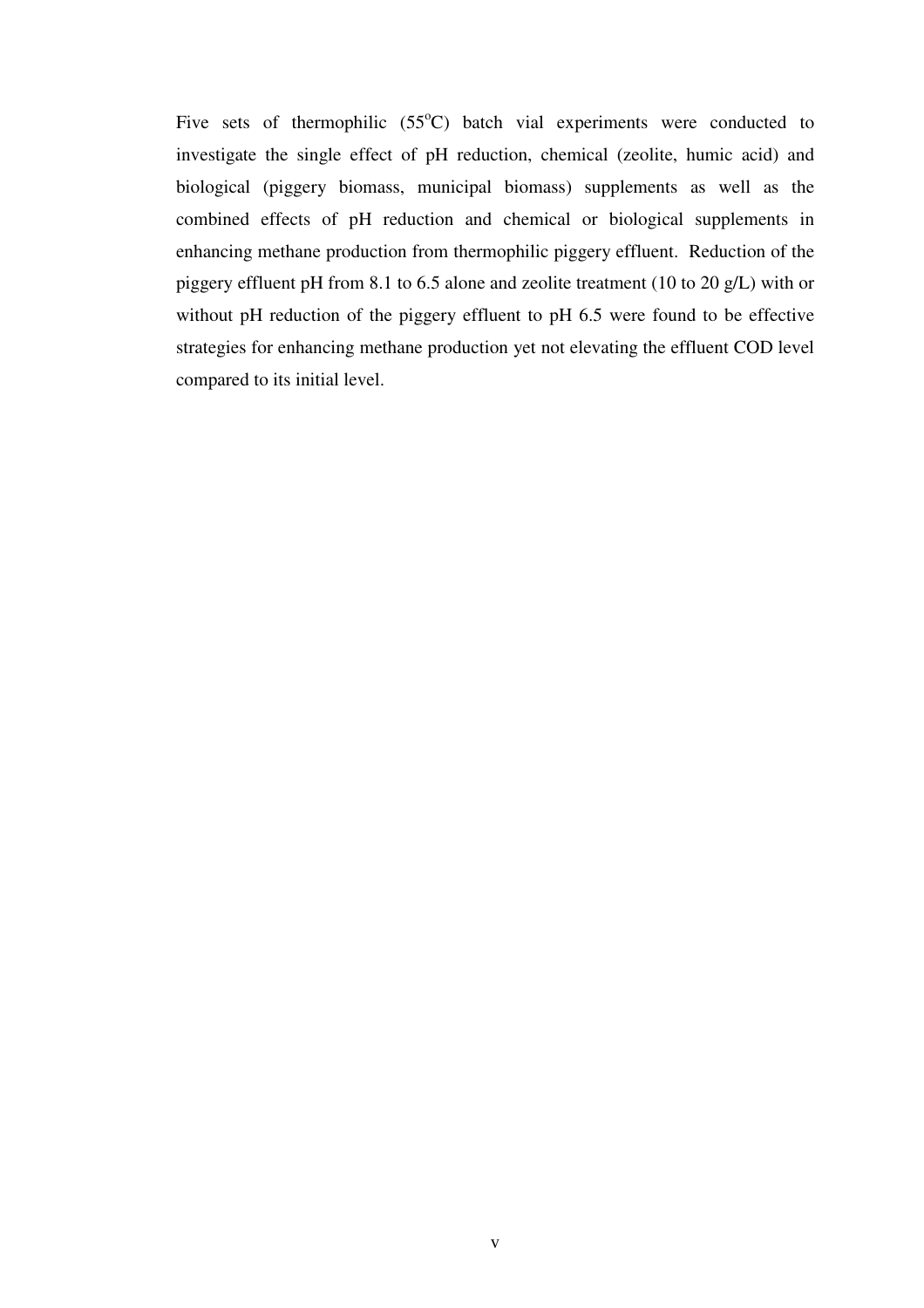Five sets of thermophilic (55$^{o}$C) batch vial experiments were conducted to investigate the single effect of pH reduction, chemical (zeolite, humic acid) and biological (piggery biomass, municipal biomass) supplements as well as the combined effects of pH reduction and chemical or biological supplements in enhancing methane production from thermophilic piggery effluent. Reduction of the piggery effluent pH from 8.1 to 6.5 alone and zeolite treatment (10 to 20 g/L) with or without pH reduction of the piggery effluent to pH 6.5 were found to be effective strategies for enhancing methane production yet not elevating the effluent COD level compared to its initial level.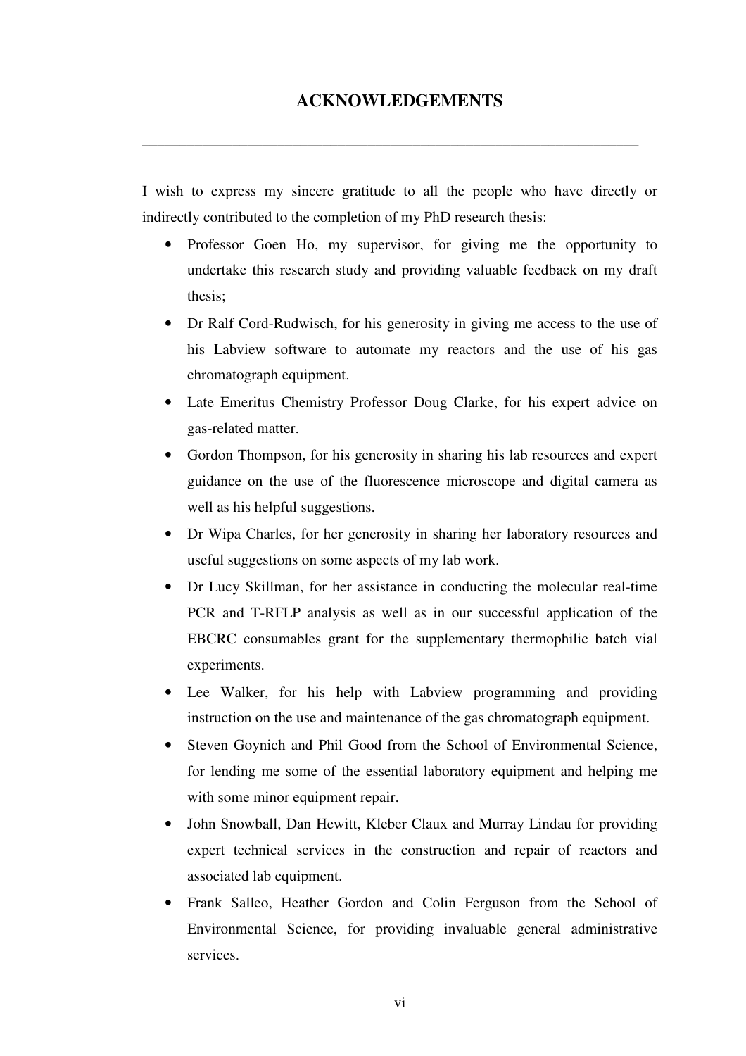# ACKNOWLEDGEMENTS

I wish to express my sincere gratitude to all the people who have directly or indirectly contributed to the completion of my PhD research thesis:

- Professor Goen Ho, my supervisor, for giving me the opportunity to undertake this research study and providing valuable feedback on my draft thesis;
- Dr Ralf Cord-Rudwisch, for his generosity in giving me access to the use of his Labview software to automate my reactors and the use of his gas chromatograph equipment.
- Late Emeritus Chemistry Professor Doug Clarke, for his expert advice on gas-related matter.
- Gordon Thompson, for his generosity in sharing his lab resources and expert guidance on the use of the fluorescence microscope and digital camera as well as his helpful suggestions.
- Dr Wipa Charles, for her generosity in sharing her laboratory resources and useful suggestions on some aspects of my lab work.
- Dr Lucy Skillman, for her assistance in conducting the molecular real-time PCR and T-RFLP analysis as well as in our successful application of the EBCRC consumables grant for the supplementary thermophilic batch vial experiments.
- Lee Walker, for his help with Labview programming and providing instruction on the use and maintenance of the gas chromatograph equipment.
- Steven Goynich and Phil Good from the School of Environmental Science, for lending me some of the essential laboratory equipment and helping me with some minor equipment repair.
- John Snowball, Dan Hewitt, Kleber Claux and Murray Lindau for providing expert technical services in the construction and repair of reactors and associated lab equipment.
- Frank Salleo, Heather Gordon and Colin Ferguson from the School of Environmental Science, for providing invaluable general administrative services.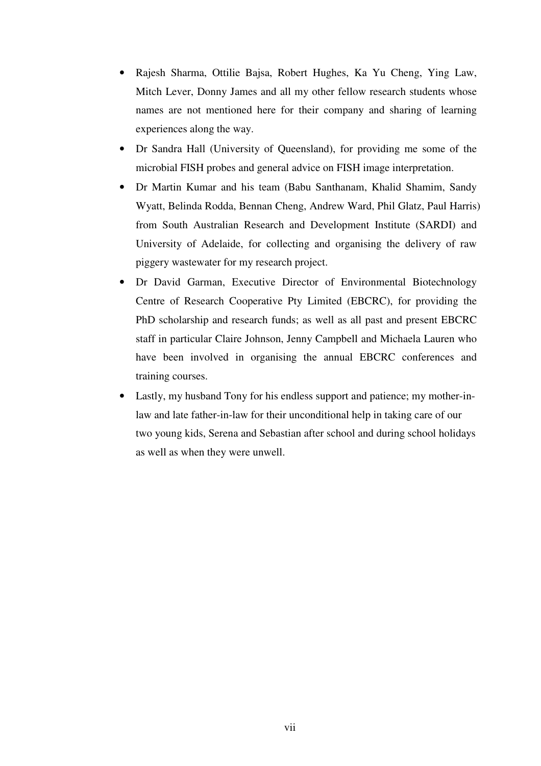- Rajesh Sharma, Ottilie Bajsa, Robert Hughes, Ka Yu Cheng, Ying Law, Mitch Lever, Donny James and all my other fellow research students whose names are not mentioned here for their company and sharing of learning experiences along the way.
- Dr Sandra Hall (University of Queensland), for providing me some of the microbial FISH probes and general advice on FISH image interpretation.
- Dr Martin Kumar and his team (Babu Santhanam, Khalid Shamim, Sandy Wyatt, Belinda Rodda, Bennan Cheng, Andrew Ward, Phil Glatz, Paul Harris) from South Australian Research and Development Institute (SARDI) and University of Adelaide, for collecting and organising the delivery of raw piggery wastewater for my research project.
- Dr David Garman, Executive Director of Environmental Biotechnology Centre of Research Cooperative Pty Limited (EBCRC), for providing the PhD scholarship and research funds; as well as all past and present EBCRC staff in particular Claire Johnson, Jenny Campbell and Michaela Lauren who have been involved in organising the annual EBCRC conferences and training courses.
- Lastly, my husband Tony for his endless support and patience; my mother-in-law and late father-in-law for their unconditional help in taking care of our two young kids, Serena and Sebastian after school and during school holidays as well as when they were unwell.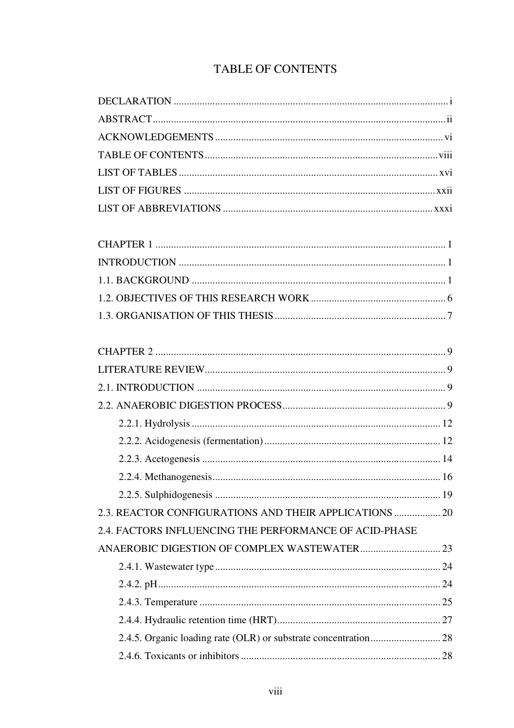# TABLE OF CONTENTS

DECLARATION ............................................................................................................ i

ABSTRACT ................................................................................................................ ii

ACKNOWLEDGEMENTS ........................................................................................ vi

TABLE OF CONTENTS ......................................................................................... viii

LIST OF TABLES .................................................................................................... xvi

LIST OF FIGURES ................................................................................................. xxii

LIST OF ABBREVIATIONS ................................................................................. xxxi

CHAPTER 1 ................................................................................................................ 1

INTRODUCTION ....................................................................................................... 1

1.1. BACKGROUND ................................................................................................... 1

1.2. OBJECTIVES OF THIS RESEARCH WORK ..................................................... 6

1.3. ORGANISATION OF THIS THESIS ................................................................... 7

CHAPTER 2 ................................................................................................................ 9

LITERATURE REVIEW ............................................................................................. 9

2.1. INTRODUCTION ................................................................................................. 9

2.2. ANAEROBIC DIGESTION PROCESS ................................................................ 9

  2.2.1. Hydrolysis ................................................................................................ 12

  2.2.2. Acidogenesis (fermentation) .................................................................... 12

  2.2.3. Acetogenesis ............................................................................................ 14

  2.2.4. Methanogenesis ........................................................................................ 16

  2.2.5. Sulphidogenesis ....................................................................................... 19

2.3. REACTOR CONFIGURATIONS AND THEIR APPLICATIONS .................. 20

2.4. FACTORS INFLUENCING THE PERFORMANCE OF ACID-PHASE ANAEROBIC DIGESTION OF COMPLEX WASTEWATER ............................... 23

  2.4.1. Wastewater type ....................................................................................... 24

  2.4.2. pH ............................................................................................................. 24

  2.4.3. Temperature ............................................................................................. 25

  2.4.4. Hydraulic retention time (HRT) ............................................................... 27

  2.4.5. Organic loading rate (OLR) or substrate concentration ........................... 28

  2.4.6. Toxicants or inhibitors ............................................................................. 28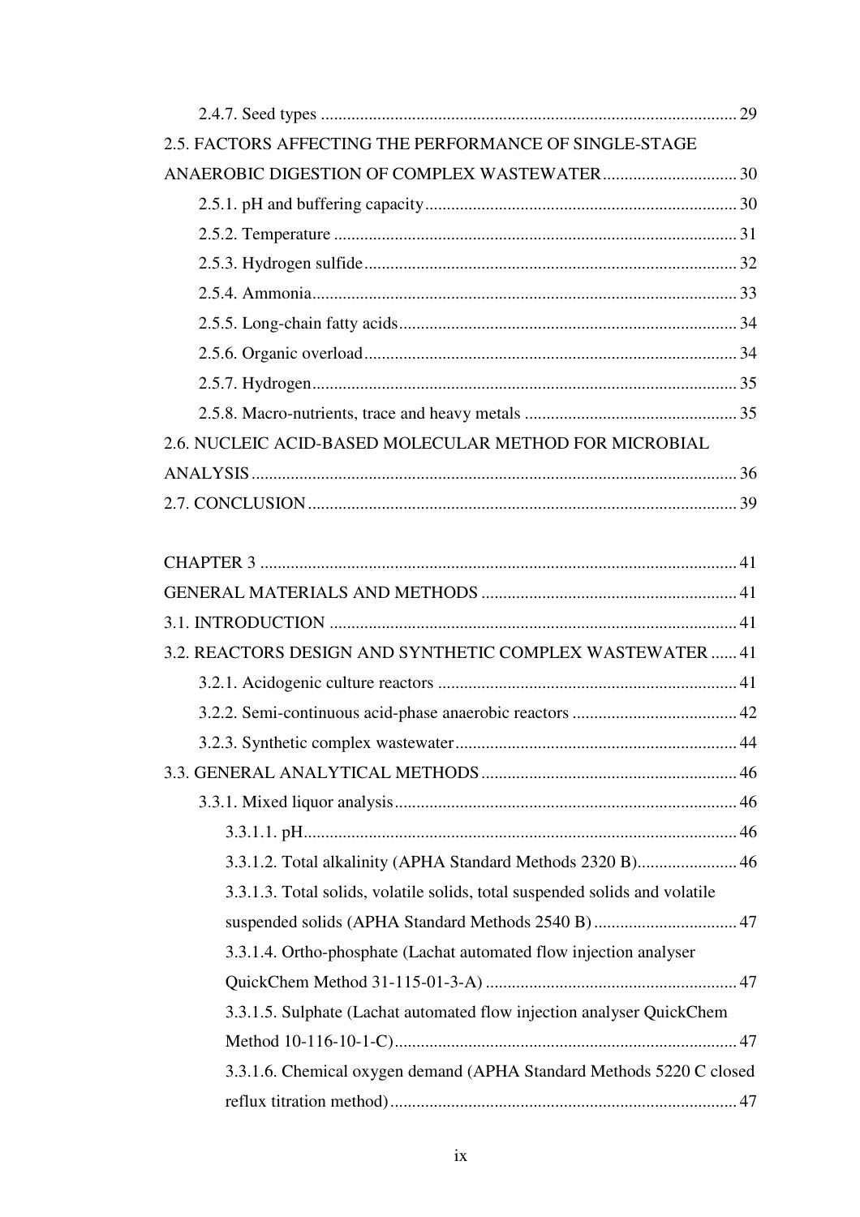- 2.4.7. Seed types ... 29

2.5. FACTORS AFFECTING THE PERFORMANCE OF SINGLE-STAGE ANAEROBIC DIGESTION OF COMPLEX WASTEWATER ... 30

- 2.5.1. pH and buffering capacity ... 30
- 2.5.2. Temperature ... 31
- 2.5.3. Hydrogen sulfide ... 32
- 2.5.4. Ammonia ... 33
- 2.5.5. Long-chain fatty acids ... 34
- 2.5.6. Organic overload ... 34
- 2.5.7. Hydrogen ... 35
- 2.5.8. Macro-nutrients, trace and heavy metals ... 35

2.6. NUCLEIC ACID-BASED MOLECULAR METHOD FOR MICROBIAL ANALYSIS ... 36

2.7. CONCLUSION ... 39

CHAPTER 3 ... 41

GENERAL MATERIALS AND METHODS ... 41

3.1. INTRODUCTION ... 41

3.2. REACTORS DESIGN AND SYNTHETIC COMPLEX WASTEWATER ... 41

- 3.2.1. Acidogenic culture reactors ... 41
- 3.2.2. Semi-continuous acid-phase anaerobic reactors ... 42
- 3.2.3. Synthetic complex wastewater ... 44

3.3. GENERAL ANALYTICAL METHODS ... 46

- 3.3.1. Mixed liquor analysis ... 46
  - 3.3.1.1. pH ... 46
  - 3.3.1.2. Total alkalinity (APHA Standard Methods 2320 B) ... 46
  - 3.3.1.3. Total solids, volatile solids, total suspended solids and volatile suspended solids (APHA Standard Methods 2540 B) ... 47
  - 3.3.1.4. Ortho-phosphate (Lachat automated flow injection analyser QuickChem Method 31-115-01-3-A) ... 47
  - 3.3.1.5. Sulphate (Lachat automated flow injection analyser QuickChem Method 10-116-10-1-C) ... 47
  - 3.3.1.6. Chemical oxygen demand (APHA Standard Methods 5220 C closed reflux titration method) ... 47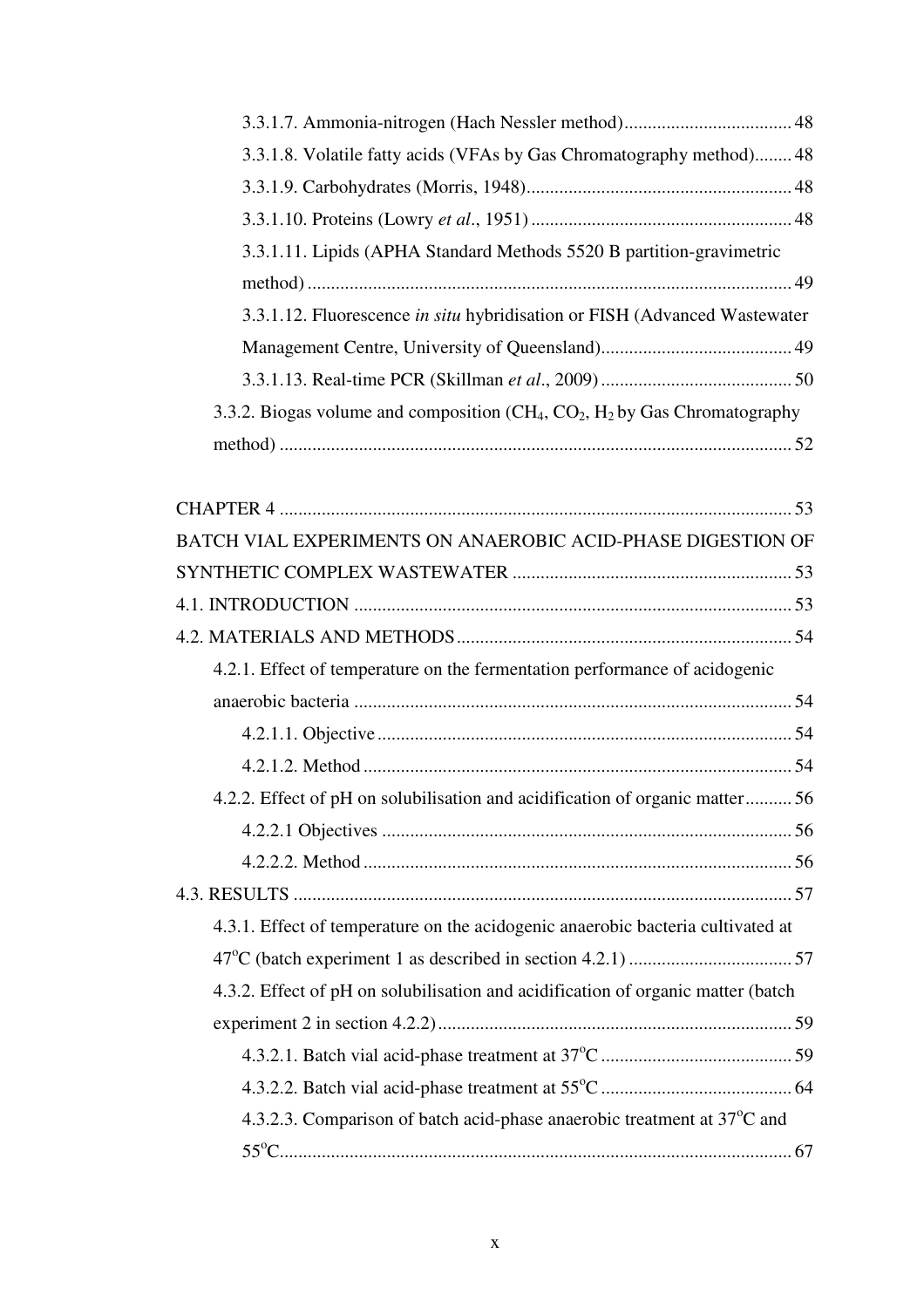3.3.1.7. Ammonia-nitrogen (Hach Nessler method) .................................... 48

3.3.1.8. Volatile fatty acids (VFAs by Gas Chromatography method) ........ 48

3.3.1.9. Carbohydrates (Morris, 1948) ......................................................... 48

3.3.1.10. Proteins (Lowry *et al*., 1951) ....................................................... 48

3.3.1.11. Lipids (APHA Standard Methods 5520 B partition-gravimetric method) ....................................................................................................... 49

3.3.1.12. Fluorescence *in situ* hybridisation or FISH (Advanced Wastewater Management Centre, University of Queensland) ......................................... 49

3.3.1.13. Real-time PCR (Skillman *et al*., 2009) ......................................... 50

3.3.2. Biogas volume and composition ($CH_4$, $CO_2$, $H_2$ by Gas Chromatography method) ............................................................................................................. 52

CHAPTER 4 ............................................................................................................. 53

BATCH VIAL EXPERIMENTS ON ANAEROBIC ACID-PHASE DIGESTION OF SYNTHETIC COMPLEX WASTEWATER ............................................................ 53

4.1. INTRODUCTION ............................................................................................. 53

4.2. MATERIALS AND METHODS ....................................................................... 54

4.2.1. Effect of temperature on the fermentation performance of acidogenic anaerobic bacteria ............................................................................................. 54

4.2.1.1. Objective ......................................................................................... 54

4.2.1.2. Method ............................................................................................ 54

4.2.2. Effect of pH on solubilisation and acidification of organic matter .......... 56

4.2.2.1 Objectives ........................................................................................ 56

4.2.2.2. Method ............................................................................................ 56

4.3. RESULTS .......................................................................................................... 57

4.3.1. Effect of temperature on the acidogenic anaerobic bacteria cultivated at 47$^{o}$C (batch experiment 1 as described in section 4.2.1) .................................. 57

4.3.2. Effect of pH on solubilisation and acidification of organic matter (batch experiment 2 in section 4.2.2) ........................................................................... 59

4.3.2.1. Batch vial acid-phase treatment at 37$^{o}$C ......................................... 59

4.3.2.2. Batch vial acid-phase treatment at 55$^{o}$C ......................................... 64

4.3.2.3. Comparison of batch acid-phase anaerobic treatment at 37$^{o}$C and 55$^{o}$C ............................................................................................................. 67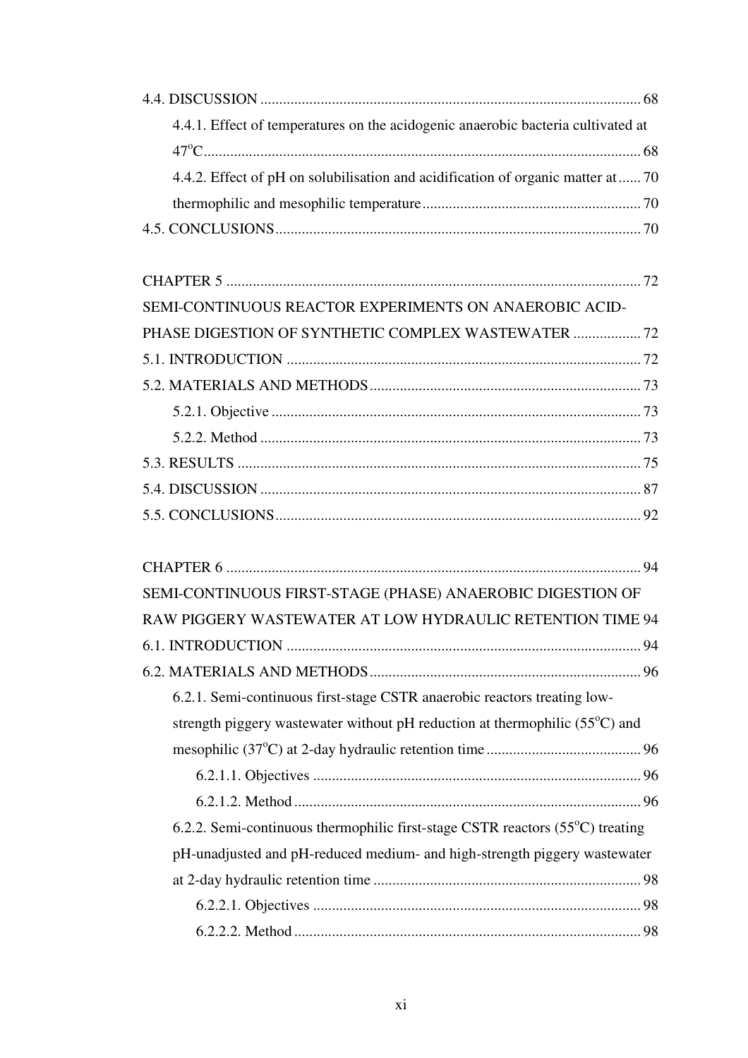4.4. DISCUSSION ........................................................................................................ 68

4.4.1. Effect of temperatures on the acidogenic anaerobic bacteria cultivated at 47$^{o}$C........................................................................................................ 68

4.4.2. Effect of pH on solubilisation and acidification of organic matter at ...... 70 thermophilic and mesophilic temperature.......................................................... 70

4.5. CONCLUSIONS........................................................................................................ 70

CHAPTER 5 ........................................................................................................ 72

SEMI-CONTINUOUS REACTOR EXPERIMENTS ON ANAEROBIC ACID-PHASE DIGESTION OF SYNTHETIC COMPLEX WASTEWATER .................. 72

5.1. INTRODUCTION ........................................................................................................ 72

5.2. MATERIALS AND METHODS........................................................................................ 73

5.2.1. Objective ........................................................................................................ 73

5.2.2. Method ........................................................................................................ 73

5.3. RESULTS ........................................................................................................ 75

5.4. DISCUSSION ........................................................................................................ 87

5.5. CONCLUSIONS........................................................................................................ 92

CHAPTER 6 ........................................................................................................ 94

SEMI-CONTINUOUS FIRST-STAGE (PHASE) ANAEROBIC DIGESTION OF RAW PIGGERY WASTEWATER AT LOW HYDRAULIC RETENTION TIME 94

6.1. INTRODUCTION ........................................................................................................ 94

6.2. MATERIALS AND METHODS........................................................................................ 96

6.2.1. Semi-continuous first-stage CSTR anaerobic reactors treating low-strength piggery wastewater without pH reduction at thermophilic (55$^{o}$C) and mesophilic (37$^{o}$C) at 2-day hydraulic retention time ......................................... 96

6.2.1.1. Objectives ........................................................................................................ 96

6.2.1.2. Method ........................................................................................................ 96

6.2.2. Semi-continuous thermophilic first-stage CSTR reactors (55$^{o}$C) treating pH-unadjusted and pH-reduced medium- and high-strength piggery wastewater at 2-day hydraulic retention time ...................................................................... 98

6.2.2.1. Objectives ........................................................................................................ 98

6.2.2.2. Method ........................................................................................................ 98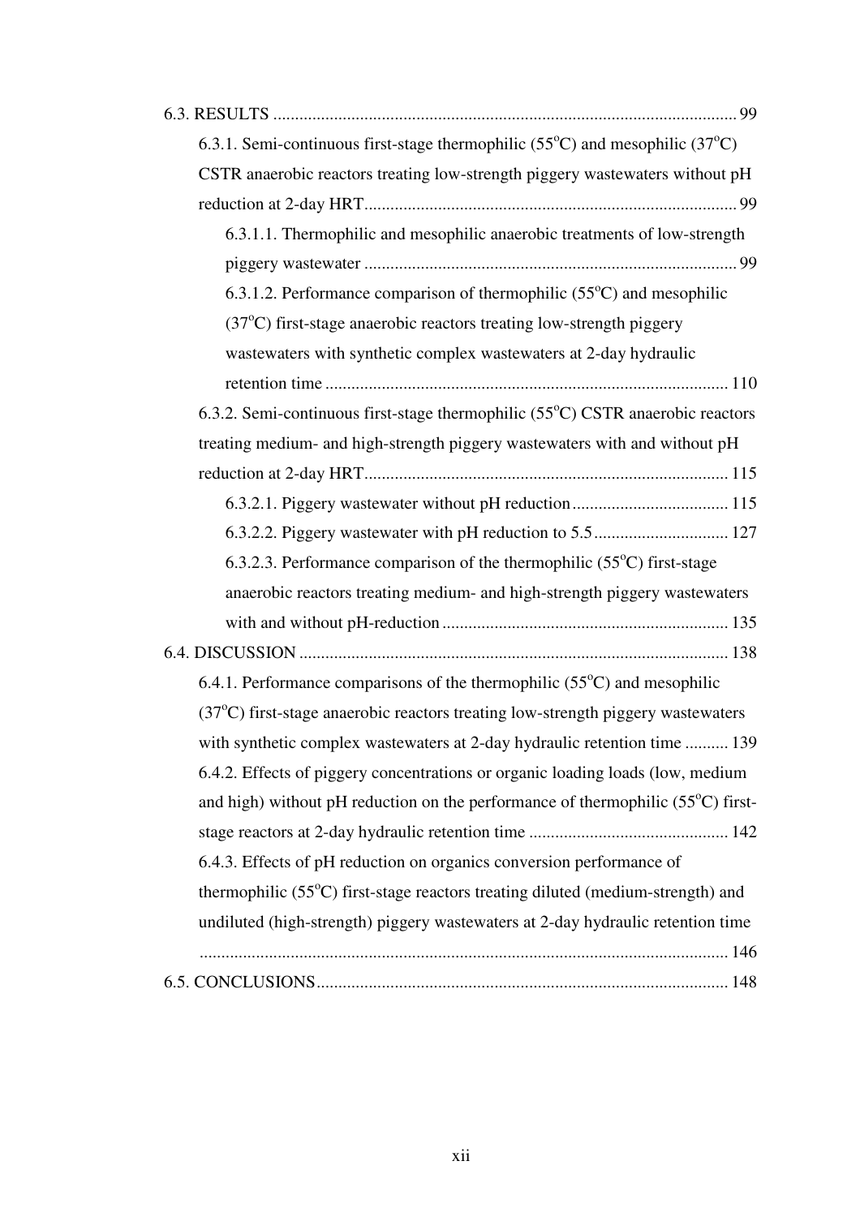6.3. RESULTS .......... 99

  6.3.1. Semi-continuous first-stage thermophilic (55$^{o}$C) and mesophilic (37$^{o}$C) CSTR anaerobic reactors treating low-strength piggery wastewaters without pH reduction at 2-day HRT .......... 99

    6.3.1.1. Thermophilic and mesophilic anaerobic treatments of low-strength piggery wastewater .......... 99

    6.3.1.2. Performance comparison of thermophilic (55$^{o}$C) and mesophilic (37$^{o}$C) first-stage anaerobic reactors treating low-strength piggery wastewaters with synthetic complex wastewaters at 2-day hydraulic retention time .......... 110

  6.3.2. Semi-continuous first-stage thermophilic (55$^{o}$C) CSTR anaerobic reactors treating medium- and high-strength piggery wastewaters with and without pH reduction at 2-day HRT .......... 115

    6.3.2.1. Piggery wastewater without pH reduction .......... 115

    6.3.2.2. Piggery wastewater with pH reduction to 5.5 .......... 127

    6.3.2.3. Performance comparison of the thermophilic (55$^{o}$C) first-stage anaerobic reactors treating medium- and high-strength piggery wastewaters with and without pH-reduction .......... 135

6.4. DISCUSSION .......... 138

  6.4.1. Performance comparisons of the thermophilic (55$^{o}$C) and mesophilic (37$^{o}$C) first-stage anaerobic reactors treating low-strength piggery wastewaters with synthetic complex wastewaters at 2-day hydraulic retention time .......... 139

  6.4.2. Effects of piggery concentrations or organic loading loads (low, medium and high) without pH reduction on the performance of thermophilic (55$^{o}$C) first-stage reactors at 2-day hydraulic retention time .......... 142

  6.4.3. Effects of pH reduction on organics conversion performance of thermophilic (55$^{o}$C) first-stage reactors treating diluted (medium-strength) and undiluted (high-strength) piggery wastewaters at 2-day hydraulic retention time .......... 146

6.5. CONCLUSIONS .......... 148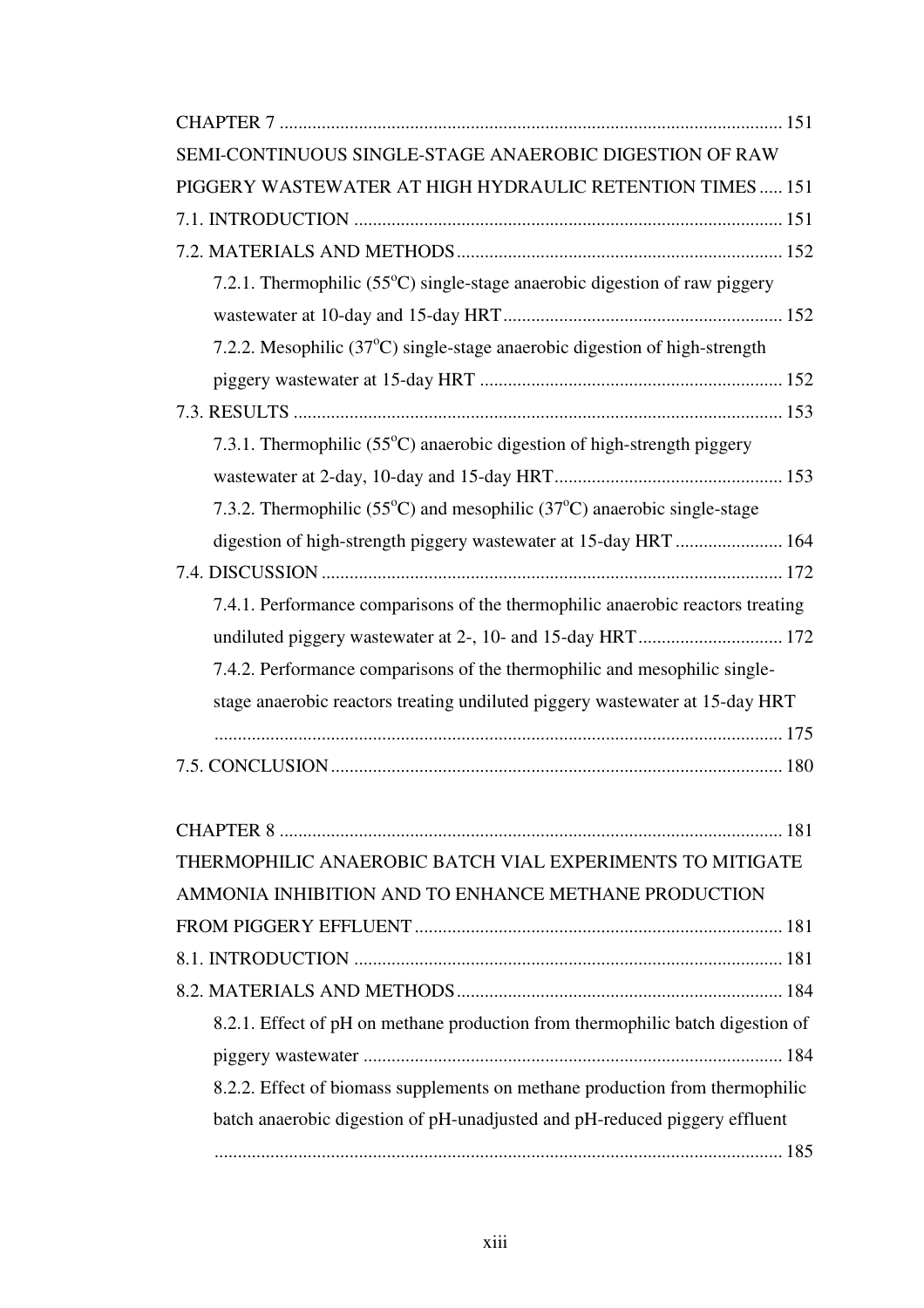CHAPTER 7 ........................................................................................................ 151

SEMI-CONTINUOUS SINGLE-STAGE ANAEROBIC DIGESTION OF RAW PIGGERY WASTEWATER AT HIGH HYDRAULIC RETENTION TIMES ..... 151

7.1. INTRODUCTION ......................................................................................... 151

7.2. MATERIALS AND METHODS ..................................................................... 152

- 7.2.1. Thermophilic (55°C) single-stage anaerobic digestion of raw piggery wastewater at 10-day and 15-day HRT ........................................................... 152
- 7.2.2. Mesophilic (37°C) single-stage anaerobic digestion of high-strength piggery wastewater at 15-day HRT ................................................................ 152

7.3. RESULTS ....................................................................................................... 153

- 7.3.1. Thermophilic (55°C) anaerobic digestion of high-strength piggery wastewater at 2-day, 10-day and 15-day HRT ................................................ 153
- 7.3.2. Thermophilic (55°C) and mesophilic (37°C) anaerobic single-stage digestion of high-strength piggery wastewater at 15-day HRT ....................... 164

7.4. DISCUSSION ................................................................................................. 172

- 7.4.1. Performance comparisons of the thermophilic anaerobic reactors treating undiluted piggery wastewater at 2-, 10- and 15-day HRT ............................... 172
- 7.4.2. Performance comparisons of the thermophilic and mesophilic single-stage anaerobic reactors treating undiluted piggery wastewater at 15-day HRT ........................................................................................................................ 175

7.5. CONCLUSION ............................................................................................... 180

CHAPTER 8 ........................................................................................................ 181

THERMOPHILIC ANAEROBIC BATCH VIAL EXPERIMENTS TO MITIGATE AMMONIA INHIBITION AND TO ENHANCE METHANE PRODUCTION FROM PIGGERY EFFLUENT ........................................................................... 181

8.1. INTRODUCTION ......................................................................................... 181

8.2. MATERIALS AND METHODS ..................................................................... 184

- 8.2.1. Effect of pH on methane production from thermophilic batch digestion of piggery wastewater ........................................................................................ 184
- 8.2.2. Effect of biomass supplements on methane production from thermophilic batch anaerobic digestion of pH-unadjusted and pH-reduced piggery effluent ........................................................................................................................ 185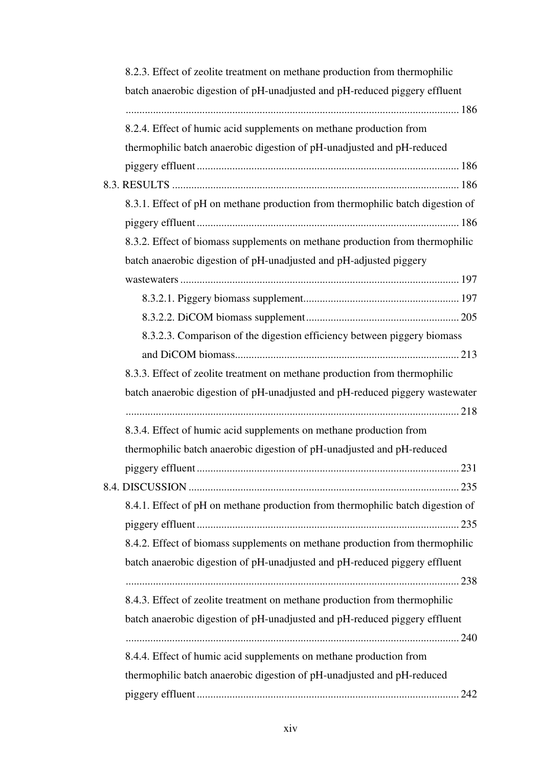8.2.3. Effect of zeolite treatment on methane production from thermophilic batch anaerobic digestion of pH-unadjusted and pH-reduced piggery effluent ......... 186

8.2.4. Effect of humic acid supplements on methane production from thermophilic batch anaerobic digestion of pH-unadjusted and pH-reduced piggery effluent ......... 186

8.3. RESULTS ......... 186

8.3.1. Effect of pH on methane production from thermophilic batch digestion of piggery effluent ......... 186

8.3.2. Effect of biomass supplements on methane production from thermophilic batch anaerobic digestion of pH-unadjusted and pH-adjusted piggery wastewaters ......... 197

8.3.2.1. Piggery biomass supplement ......... 197

8.3.2.2. DiCOM biomass supplement ......... 205

8.3.2.3. Comparison of the digestion efficiency between piggery biomass and DiCOM biomass ......... 213

8.3.3. Effect of zeolite treatment on methane production from thermophilic batch anaerobic digestion of pH-unadjusted and pH-reduced piggery wastewater ......... 218

8.3.4. Effect of humic acid supplements on methane production from thermophilic batch anaerobic digestion of pH-unadjusted and pH-reduced piggery effluent ......... 231

8.4. DISCUSSION ......... 235

8.4.1. Effect of pH on methane production from thermophilic batch digestion of piggery effluent ......... 235

8.4.2. Effect of biomass supplements on methane production from thermophilic batch anaerobic digestion of pH-unadjusted and pH-reduced piggery effluent ......... 238

8.4.3. Effect of zeolite treatment on methane production from thermophilic batch anaerobic digestion of pH-unadjusted and pH-reduced piggery effluent ......... 240

8.4.4. Effect of humic acid supplements on methane production from thermophilic batch anaerobic digestion of pH-unadjusted and pH-reduced piggery effluent ......... 242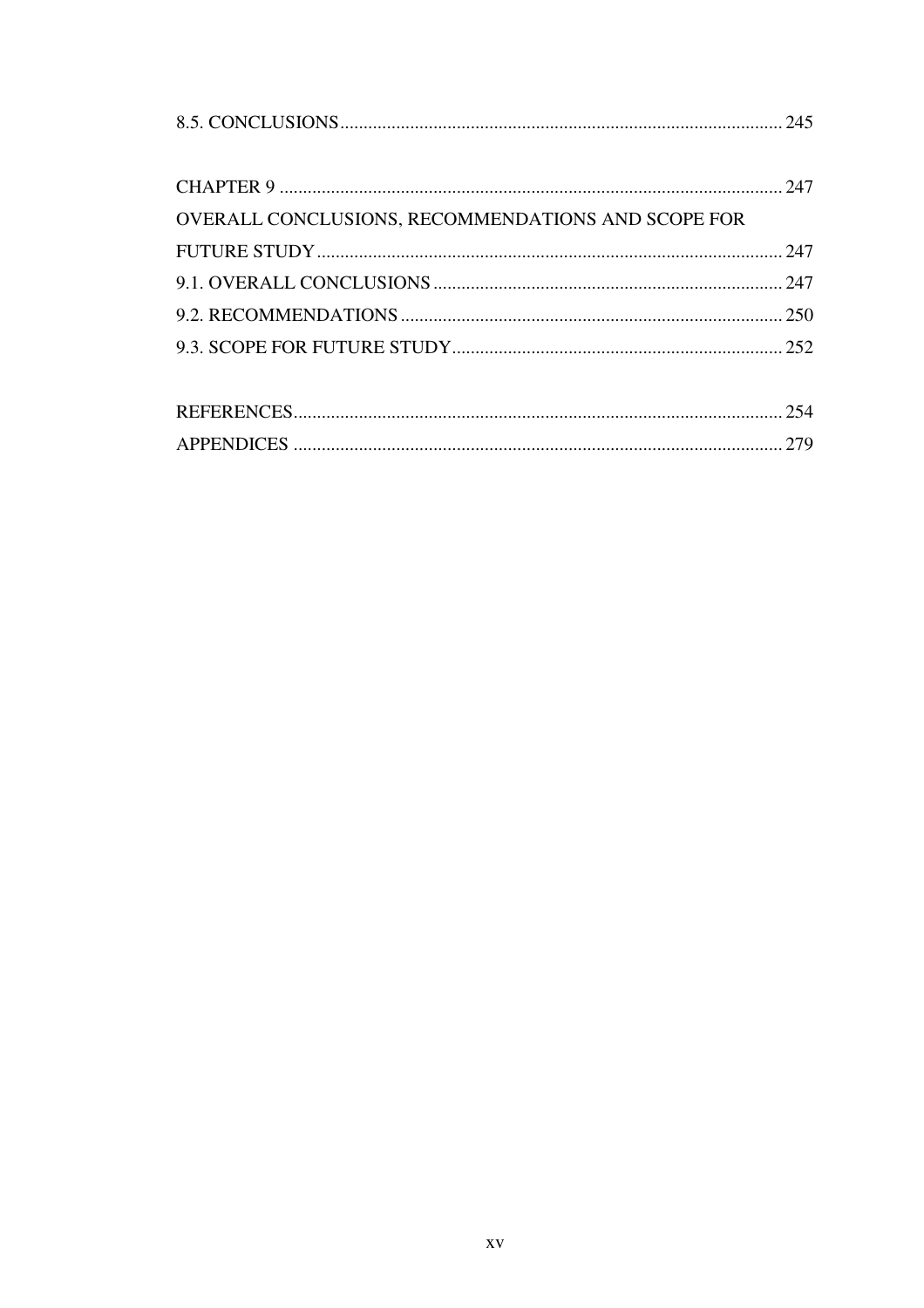8.5. CONCLUSIONS ........................................................................................ 245

CHAPTER 9 ................................................................................................. 247
OVERALL CONCLUSIONS, RECOMMENDATIONS AND SCOPE FOR FUTURE STUDY ......................................................................................... 247
9.1. OVERALL CONCLUSIONS ................................................................... 247
9.2. RECOMMENDATIONS ......................................................................... 250
9.3. SCOPE FOR FUTURE STUDY ............................................................... 252

REFERENCES ............................................................................................. 254
APPENDICES ............................................................................................. 279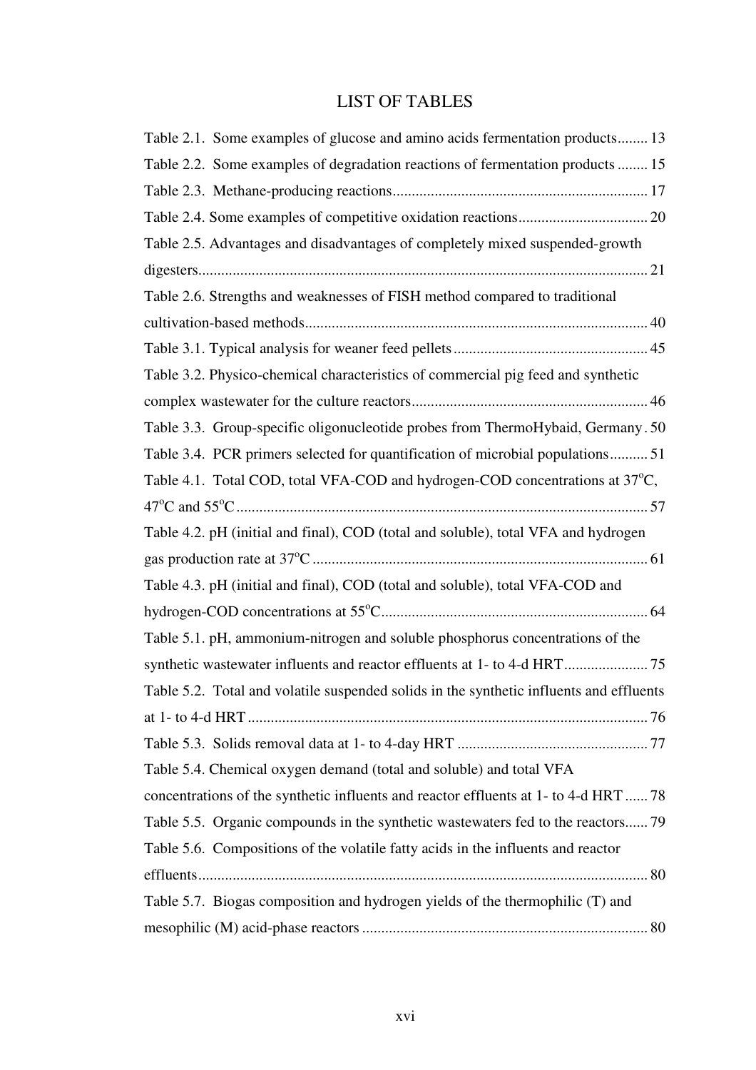# LIST OF TABLES

Table 2.1. Some examples of glucose and amino acids fermentation products........ 13

Table 2.2. Some examples of degradation reactions of fermentation products ........ 15

Table 2.3. Methane-producing reactions.................................................................. 17

Table 2.4. Some examples of competitive oxidation reactions.................................. 20

Table 2.5. Advantages and disadvantages of completely mixed suspended-growth digesters.................................................................................................................... 21

Table 2.6. Strengths and weaknesses of FISH method compared to traditional cultivation-based methods......................................................................................... 40

Table 3.1. Typical analysis for weaner feed pellets................................................... 45

Table 3.2. Physico-chemical characteristics of commercial pig feed and synthetic complex wastewater for the culture reactors............................................................. 46

Table 3.3. Group-specific oligonucleotide probes from ThermoHybaid, Germany . 50

Table 3.4. PCR primers selected for quantification of microbial populations.......... 51

Table 4.1. Total COD, total VFA-COD and hydrogen-COD concentrations at 37$^{o}$C, 47$^{o}$C and 55$^{o}$C........................................................................................................... 57

Table 4.2. pH (initial and final), COD (total and soluble), total VFA and hydrogen gas production rate at 37$^{o}$C ....................................................................................... 61

Table 4.3. pH (initial and final), COD (total and soluble), total VFA-COD and hydrogen-COD concentrations at 55$^{o}$C...................................................................... 64

Table 5.1. pH, ammonium-nitrogen and soluble phosphorus concentrations of the synthetic wastewater influents and reactor effluents at 1- to 4-d HRT...................... 75

Table 5.2. Total and volatile suspended solids in the synthetic influents and effluents at 1- to 4-d HRT ........................................................................................................ 76

Table 5.3. Solids removal data at 1- to 4-day HRT .................................................. 77

Table 5.4. Chemical oxygen demand (total and soluble) and total VFA concentrations of the synthetic influents and reactor effluents at 1- to 4-d HRT ...... 78

Table 5.5. Organic compounds in the synthetic wastewaters fed to the reactors...... 79

Table 5.6. Compositions of the volatile fatty acids in the influents and reactor effluents..................................................................................................................... 80

Table 5.7. Biogas composition and hydrogen yields of the thermophilic (T) and mesophilic (M) acid-phase reactors .......................................................................... 80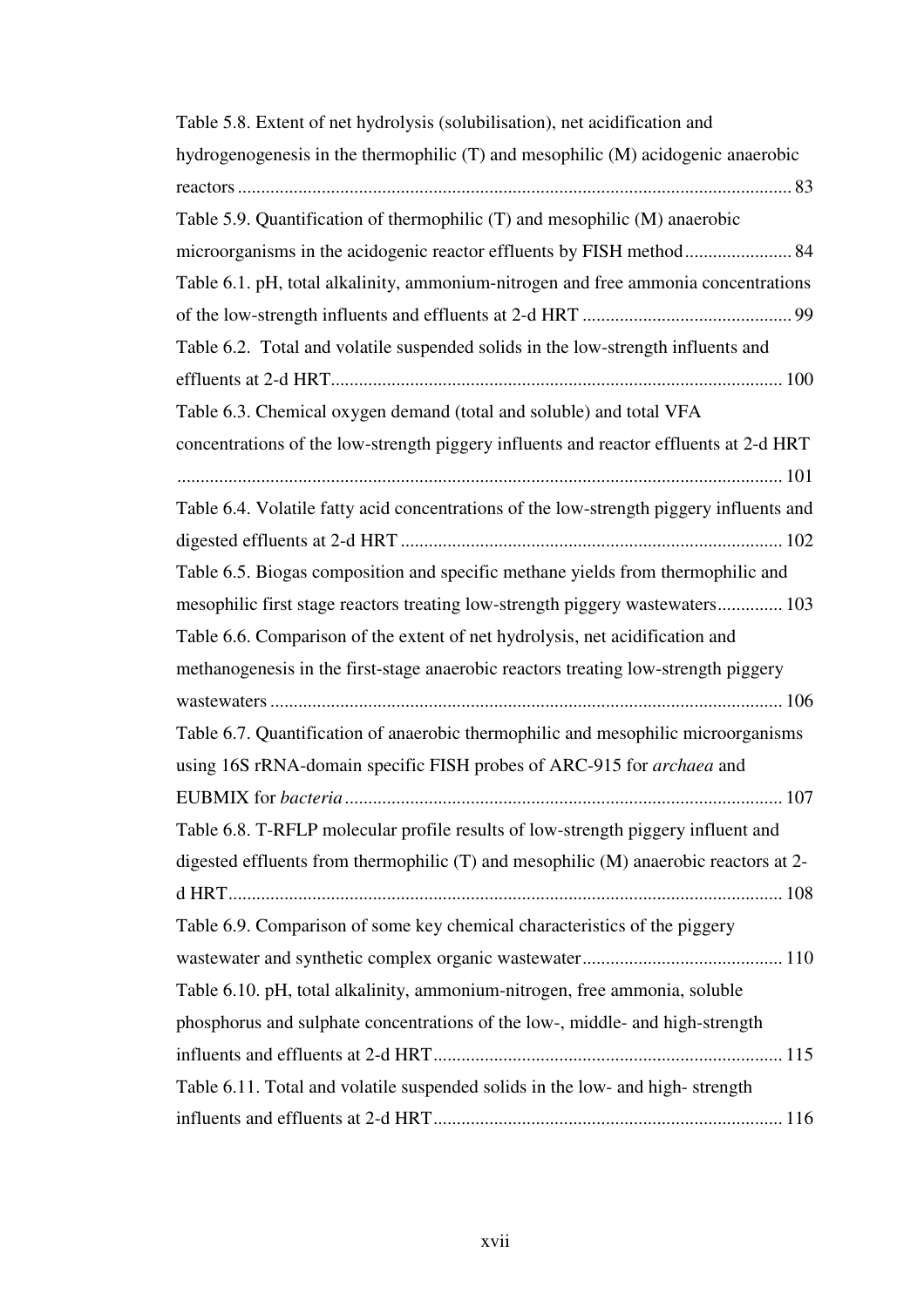Table 5.8. Extent of net hydrolysis (solubilisation), net acidification and hydrogenogenesis in the thermophilic (T) and mesophilic (M) acidogenic anaerobic reactors ........................................................................................................................ 83

Table 5.9. Quantification of thermophilic (T) and mesophilic (M) anaerobic microorganisms in the acidogenic reactor effluents by FISH method ....................... 84

Table 6.1. pH, total alkalinity, ammonium-nitrogen and free ammonia concentrations of the low-strength influents and effluents at 2-d HRT ............................................ 99

Table 6.2. Total and volatile suspended solids in the low-strength influents and effluents at 2-d HRT................................................................................................ 100

Table 6.3. Chemical oxygen demand (total and soluble) and total VFA concentrations of the low-strength piggery influents and reactor effluents at 2-d HRT ................................................................................................................................. 101

Table 6.4. Volatile fatty acid concentrations of the low-strength piggery influents and digested effluents at 2-d HRT ................................................................................. 102

Table 6.5. Biogas composition and specific methane yields from thermophilic and mesophilic first stage reactors treating low-strength piggery wastewaters.............. 103

Table 6.6. Comparison of the extent of net hydrolysis, net acidification and methanogenesis in the first-stage anaerobic reactors treating low-strength piggery wastewaters ............................................................................................................. 106

Table 6.7. Quantification of anaerobic thermophilic and mesophilic microorganisms using 16S rRNA-domain specific FISH probes of ARC-915 for *archaea* and EUBMIX for *bacteria* .............................................................................................. 107

Table 6.8. T-RFLP molecular profile results of low-strength piggery influent and digested effluents from thermophilic (T) and mesophilic (M) anaerobic reactors at 2-d HRT...................................................................................................................... 108

Table 6.9. Comparison of some key chemical characteristics of the piggery wastewater and synthetic complex organic wastewater........................................... 110

Table 6.10. pH, total alkalinity, ammonium-nitrogen, free ammonia, soluble phosphorus and sulphate concentrations of the low-, middle- and high-strength influents and effluents at 2-d HRT........................................................................... 115

Table 6.11. Total and volatile suspended solids in the low- and high- strength influents and effluents at 2-d HRT........................................................................... 116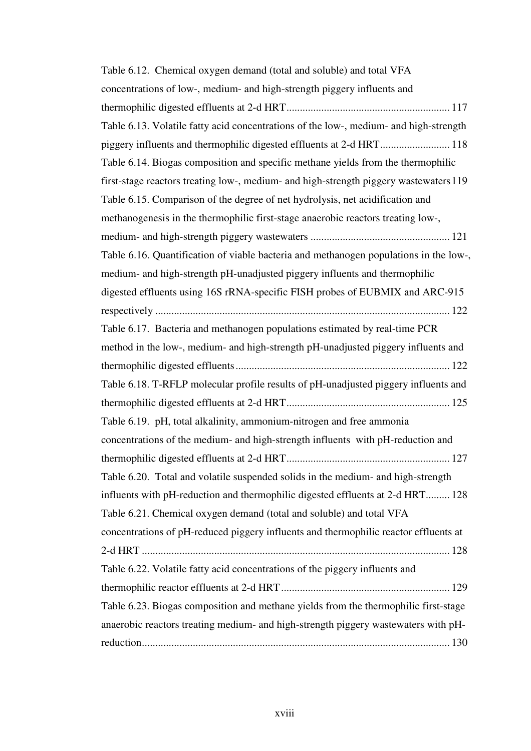Table 6.12. Chemical oxygen demand (total and soluble) and total VFA concentrations of low-, medium- and high-strength piggery influents and thermophilic digested effluents at 2-d HRT ............................................................ 117

Table 6.13. Volatile fatty acid concentrations of the low-, medium- and high-strength piggery influents and thermophilic digested effluents at 2-d HRT ......................... 118

Table 6.14. Biogas composition and specific methane yields from the thermophilic first-stage reactors treating low-, medium- and high-strength piggery wastewaters 119

Table 6.15. Comparison of the degree of net hydrolysis, net acidification and methanogenesis in the thermophilic first-stage anaerobic reactors treating low-, medium- and high-strength piggery wastewaters ................................................... 121

Table 6.16. Quantification of viable bacteria and methanogen populations in the low-, medium- and high-strength pH-unadjusted piggery influents and thermophilic digested effluents using 16S rRNA-specific FISH probes of EUBMIX and ARC-915 respectively ............................................................................................................ 122

Table 6.17. Bacteria and methanogen populations estimated by real-time PCR method in the low-, medium- and high-strength pH-unadjusted piggery influents and thermophilic digested effluents ............................................................................... 122

Table 6.18. T-RFLP molecular profile results of pH-unadjusted piggery influents and thermophilic digested effluents at 2-d HRT ............................................................ 125

Table 6.19. pH, total alkalinity, ammonium-nitrogen and free ammonia concentrations of the medium- and high-strength influents with pH-reduction and thermophilic digested effluents at 2-d HRT ............................................................ 127

Table 6.20. Total and volatile suspended solids in the medium- and high-strength influents with pH-reduction and thermophilic digested effluents at 2-d HRT......... 128

Table 6.21. Chemical oxygen demand (total and soluble) and total VFA concentrations of pH-reduced piggery influents and thermophilic reactor effluents at 2-d HRT .................................................................................................................. 128

Table 6.22. Volatile fatty acid concentrations of the piggery influents and thermophilic reactor effluents at 2-d HRT .............................................................. 129

Table 6.23. Biogas composition and methane yields from the thermophilic first-stage anaerobic reactors treating medium- and high-strength piggery wastewaters with pH-reduction.................................................................................................................. 130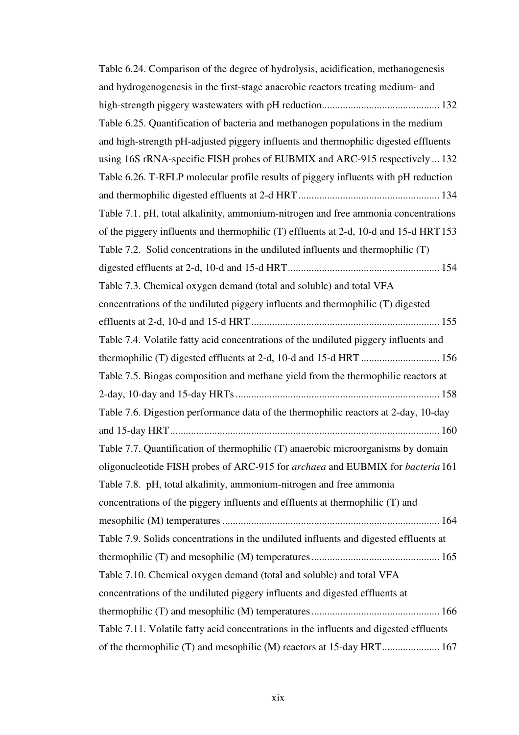Table 6.24. Comparison of the degree of hydrolysis, acidification, methanogenesis and hydrogenogenesis in the first-stage anaerobic reactors treating medium- and high-strength piggery wastewaters with pH reduction............................................ 132

Table 6.25. Quantification of bacteria and methanogen populations in the medium and high-strength pH-adjusted piggery influents and thermophilic digested effluents using 16S rRNA-specific FISH probes of EUBMIX and ARC-915 respectively ... 132

Table 6.26. T-RFLP molecular profile results of piggery influents with pH reduction and thermophilic digested effluents at 2-d HRT...................................................... 134

Table 7.1. pH, total alkalinity, ammonium-nitrogen and free ammonia concentrations of the piggery influents and thermophilic (T) effluents at 2-d, 10-d and 15-d HRT 153

Table 7.2. Solid concentrations in the undiluted influents and thermophilic (T) digested effluents at 2-d, 10-d and 15-d HRT.......................................................... 154

Table 7.3. Chemical oxygen demand (total and soluble) and total VFA concentrations of the undiluted piggery influents and thermophilic (T) digested effluents at 2-d, 10-d and 15-d HRT........................................................................ 155

Table 7.4. Volatile fatty acid concentrations of the undiluted piggery influents and thermophilic (T) digested effluents at 2-d, 10-d and 15-d HRT ............................. 156

Table 7.5. Biogas composition and methane yield from the thermophilic reactors at 2-day, 10-day and 15-day HRTs............................................................................. 158

Table 7.6. Digestion performance data of the thermophilic reactors at 2-day, 10-day and 15-day HRT...................................................................................................... 160

Table 7.7. Quantification of thermophilic (T) anaerobic microorganisms by domain oligonucleotide FISH probes of ARC-915 for *archaea* and EUBMIX for *bacteria* 161

Table 7.8. pH, total alkalinity, ammonium-nitrogen and free ammonia concentrations of the piggery influents and effluents at thermophilic (T) and mesophilic (M) temperatures .................................................................................. 164

Table 7.9. Solids concentrations in the undiluted influents and digested effluents at thermophilic (T) and mesophilic (M) temperatures................................................ 165

Table 7.10. Chemical oxygen demand (total and soluble) and total VFA concentrations of the undiluted piggery influents and digested effluents at thermophilic (T) and mesophilic (M) temperatures................................................ 166

Table 7.11. Volatile fatty acid concentrations in the influents and digested effluents of the thermophilic (T) and mesophilic (M) reactors at 15-day HRT...................... 167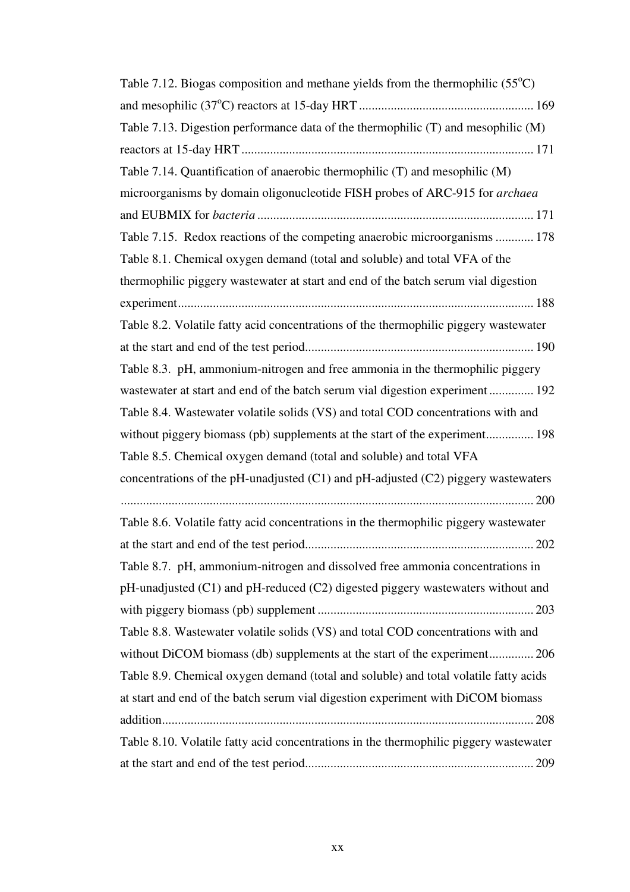Table 7.12. Biogas composition and methane yields from the thermophilic (55$^{o}$C) and mesophilic (37$^{o}$C) reactors at 15-day HRT ...................................................... 169

Table 7.13. Digestion performance data of the thermophilic (T) and mesophilic (M) reactors at 15-day HRT ........................................................................................ 171

Table 7.14. Quantification of anaerobic thermophilic (T) and mesophilic (M) microorganisms by domain oligonucleotide FISH probes of ARC-915 for *archaea* and EUBMIX for *bacteria* ...................................................................................... 171

Table 7.15. Redox reactions of the competing anaerobic microorganisms ............ 178

Table 8.1. Chemical oxygen demand (total and soluble) and total VFA of the thermophilic piggery wastewater at start and end of the batch serum vial digestion experiment............................................................................................................... 188

Table 8.2. Volatile fatty acid concentrations of the thermophilic piggery wastewater at the start and end of the test period....................................................................... 190

Table 8.3. pH, ammonium-nitrogen and free ammonia in the thermophilic piggery wastewater at start and end of the batch serum vial digestion experiment .............. 192

Table 8.4. Wastewater volatile solids (VS) and total COD concentrations with and without piggery biomass (pb) supplements at the start of the experiment............... 198

Table 8.5. Chemical oxygen demand (total and soluble) and total VFA concentrations of the pH-unadjusted (C1) and pH-adjusted (C2) piggery wastewaters ................................................................................................................................ 200

Table 8.6. Volatile fatty acid concentrations in the thermophilic piggery wastewater at the start and end of the test period....................................................................... 202

Table 8.7. pH, ammonium-nitrogen and dissolved free ammonia concentrations in pH-unadjusted (C1) and pH-reduced (C2) digested piggery wastewaters without and with piggery biomass (pb) supplement ................................................................... 203

Table 8.8. Wastewater volatile solids (VS) and total COD concentrations with and without DiCOM biomass (db) supplements at the start of the experiment.............. 206

Table 8.9. Chemical oxygen demand (total and soluble) and total volatile fatty acids at start and end of the batch serum vial digestion experiment with DiCOM biomass addition................................................................................................................... 208

Table 8.10. Volatile fatty acid concentrations in the thermophilic piggery wastewater at the start and end of the test period....................................................................... 209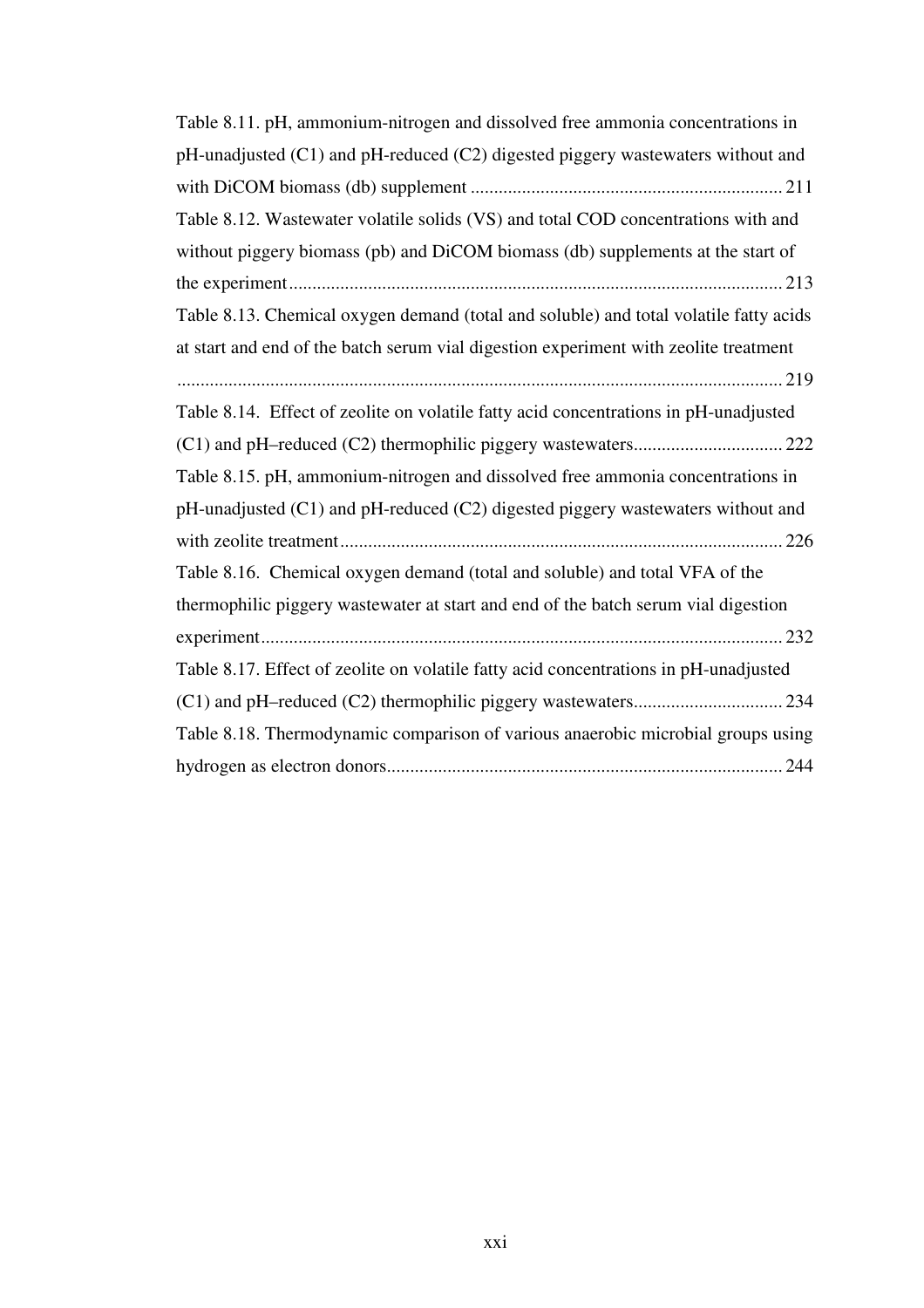Table 8.11. pH, ammonium-nitrogen and dissolved free ammonia concentrations in pH-unadjusted (C1) and pH-reduced (C2) digested piggery wastewaters without and with DiCOM biomass (db) supplement ................................................................. 211

Table 8.12. Wastewater volatile solids (VS) and total COD concentrations with and without piggery biomass (pb) and DiCOM biomass (db) supplements at the start of the experiment ........................................................................................................ 213

Table 8.13. Chemical oxygen demand (total and soluble) and total volatile fatty acids at start and end of the batch serum vial digestion experiment with zeolite treatment ................................................................................................................................ 219

Table 8.14. Effect of zeolite on volatile fatty acid concentrations in pH-unadjusted (C1) and pH–reduced (C2) thermophilic piggery wastewaters ................................ 222

Table 8.15. pH, ammonium-nitrogen and dissolved free ammonia concentrations in pH-unadjusted (C1) and pH-reduced (C2) digested piggery wastewaters without and with zeolite treatment .............................................................................................. 226

Table 8.16. Chemical oxygen demand (total and soluble) and total VFA of the thermophilic piggery wastewater at start and end of the batch serum vial digestion experiment .............................................................................................................. 232

Table 8.17. Effect of zeolite on volatile fatty acid concentrations in pH-unadjusted (C1) and pH–reduced (C2) thermophilic piggery wastewaters ................................ 234

Table 8.18. Thermodynamic comparison of various anaerobic microbial groups using hydrogen as electron donors .................................................................................... 244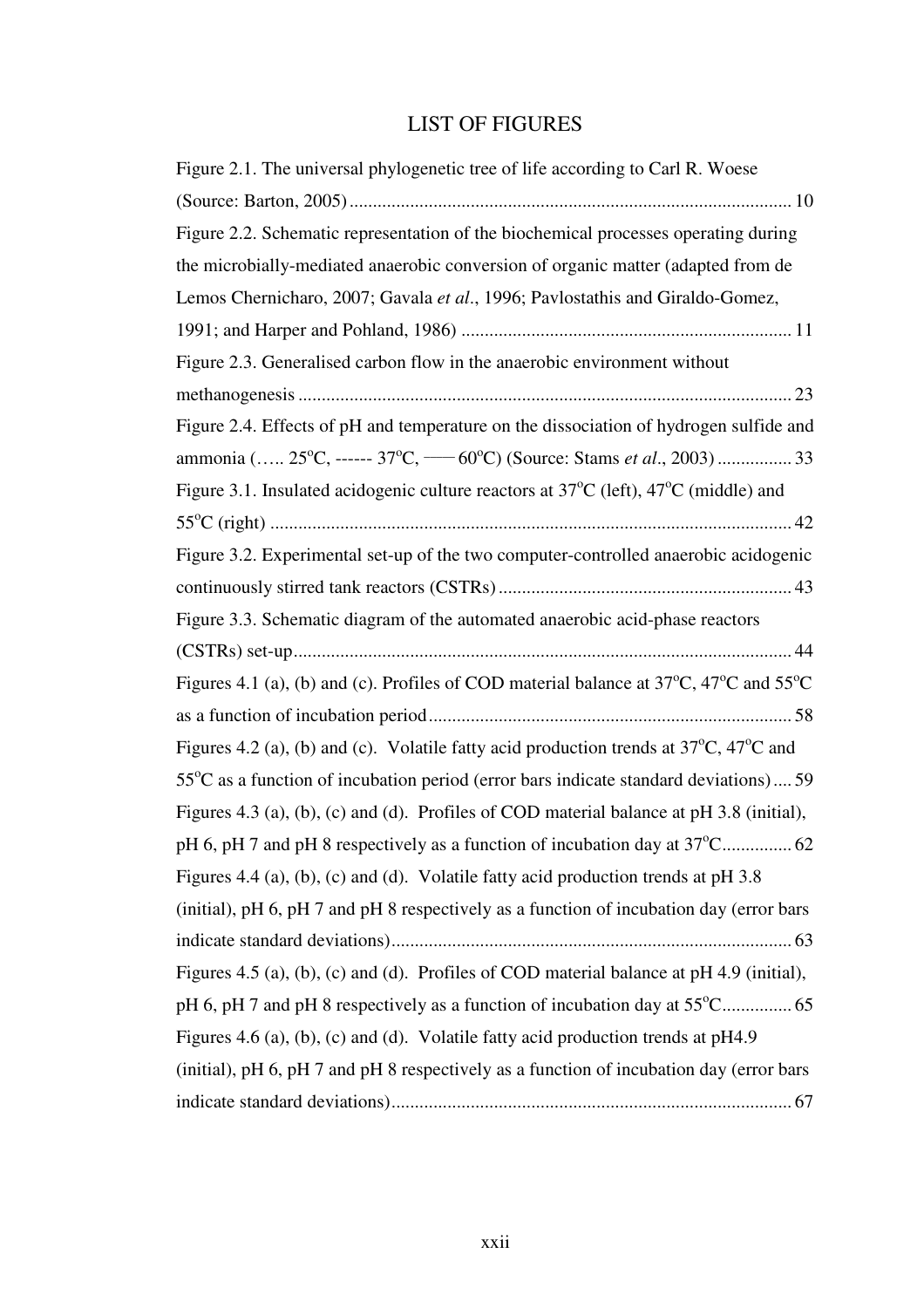# LIST OF FIGURES

Figure 2.1. The universal phylogenetic tree of life according to Carl R. Woese (Source: Barton, 2005) .............................................................................................. 10

Figure 2.2. Schematic representation of the biochemical processes operating during the microbially-mediated anaerobic conversion of organic matter (adapted from de Lemos Chernicharo, 2007; Gavala *et al*., 1996; Pavlostathis and Giraldo-Gomez, 1991; and Harper and Pohland, 1986) ....................................................................... 11

Figure 2.3. Generalised carbon flow in the anaerobic environment without methanogenesis ......................................................................................................... 23

Figure 2.4. Effects of pH and temperature on the dissociation of hydrogen sulfide and ammonia (….. 25$^{o}$C, ------ 37$^{o}$C, —— 60$^{o}$C) (Source: Stams *et al*., 2003) ................ 33

Figure 3.1. Insulated acidogenic culture reactors at 37$^{o}$C (left), 47$^{o}$C (middle) and 55$^{o}$C (right) ............................................................................................................... 42

Figure 3.2. Experimental set-up of the two computer-controlled anaerobic acidogenic continuously stirred tank reactors (CSTRs) ............................................................... 43

Figure 3.3. Schematic diagram of the automated anaerobic acid-phase reactors (CSTRs) set-up........................................................................................................... 44

Figures 4.1 (a), (b) and (c). Profiles of COD material balance at 37$^{o}$C, 47$^{o}$C and 55$^{o}$C as a function of incubation period ............................................................................. 58

Figures 4.2 (a), (b) and (c). Volatile fatty acid production trends at 37$^{o}$C, 47$^{o}$C and 55$^{o}$C as a function of incubation period (error bars indicate standard deviations) .... 59

Figures 4.3 (a), (b), (c) and (d). Profiles of COD material balance at pH 3.8 (initial), pH 6, pH 7 and pH 8 respectively as a function of incubation day at 37$^{o}$C............... 62

Figures 4.4 (a), (b), (c) and (d). Volatile fatty acid production trends at pH 3.8 (initial), pH 6, pH 7 and pH 8 respectively as a function of incubation day (error bars indicate standard deviations)...................................................................................... 63

Figures 4.5 (a), (b), (c) and (d). Profiles of COD material balance at pH 4.9 (initial), pH 6, pH 7 and pH 8 respectively as a function of incubation day at 55$^{o}$C............... 65

Figures 4.6 (a), (b), (c) and (d). Volatile fatty acid production trends at pH4.9 (initial), pH 6, pH 7 and pH 8 respectively as a function of incubation day (error bars indicate standard deviations)...................................................................................... 67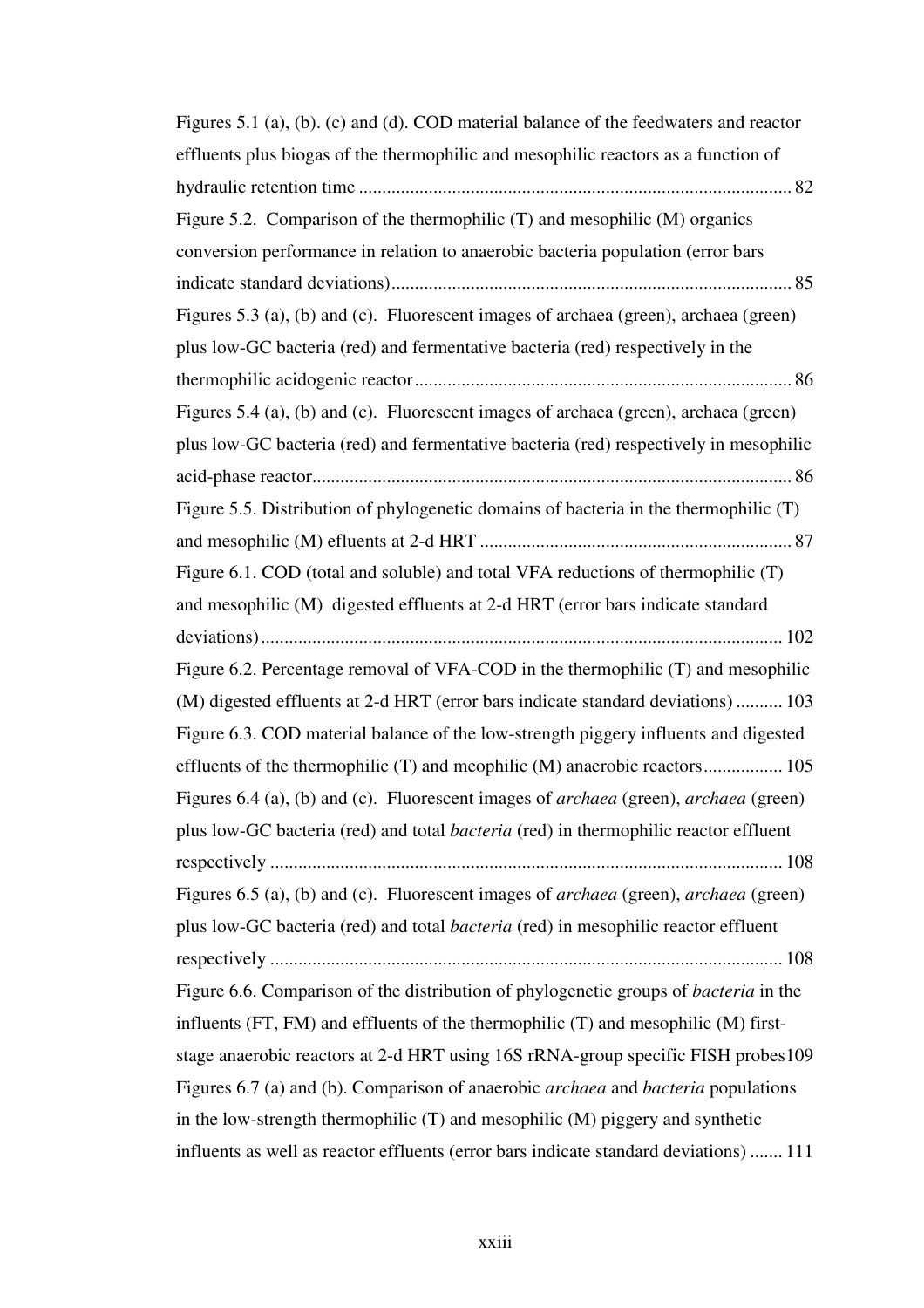Figures 5.1 (a), (b). (c) and (d). COD material balance of the feedwaters and reactor effluents plus biogas of the thermophilic and mesophilic reactors as a function of hydraulic retention time ............................................................................................ 82

Figure 5.2. Comparison of the thermophilic (T) and mesophilic (M) organics conversion performance in relation to anaerobic bacteria population (error bars indicate standard deviations)..................................................................................... 85

Figures 5.3 (a), (b) and (c). Fluorescent images of archaea (green), archaea (green) plus low-GC bacteria (red) and fermentative bacteria (red) respectively in the thermophilic acidogenic reactor................................................................................ 86

Figures 5.4 (a), (b) and (c). Fluorescent images of archaea (green), archaea (green) plus low-GC bacteria (red) and fermentative bacteria (red) respectively in mesophilic acid-phase reactor...................................................................................................... 86

Figure 5.5. Distribution of phylogenetic domains of bacteria in the thermophilic (T) and mesophilic (M) efluents at 2-d HRT .................................................................. 87

Figure 6.1. COD (total and soluble) and total VFA reductions of thermophilic (T) and mesophilic (M) digested effluents at 2-d HRT (error bars indicate standard deviations)............................................................................................................... 102

Figure 6.2. Percentage removal of VFA-COD in the thermophilic (T) and mesophilic (M) digested effluents at 2-d HRT (error bars indicate standard deviations) .......... 103

Figure 6.3. COD material balance of the low-strength piggery influents and digested effluents of the thermophilic (T) and meophilic (M) anaerobic reactors................. 105

Figures 6.4 (a), (b) and (c). Fluorescent images of *archaea* (green), *archaea* (green) plus low-GC bacteria (red) and total *bacteria* (red) in thermophilic reactor effluent respectively ............................................................................................................. 108

Figures 6.5 (a), (b) and (c). Fluorescent images of *archaea* (green), *archaea* (green) plus low-GC bacteria (red) and total *bacteria* (red) in mesophilic reactor effluent respectively ............................................................................................................. 108

Figure 6.6. Comparison of the distribution of phylogenetic groups of *bacteria* in the influents (FT, FM) and effluents of the thermophilic (T) and mesophilic (M) first-stage anaerobic reactors at 2-d HRT using 16S rRNA-group specific FISH probes109

Figures 6.7 (a) and (b). Comparison of anaerobic *archaea* and *bacteria* populations in the low-strength thermophilic (T) and mesophilic (M) piggery and synthetic influents as well as reactor effluents (error bars indicate standard deviations) ....... 111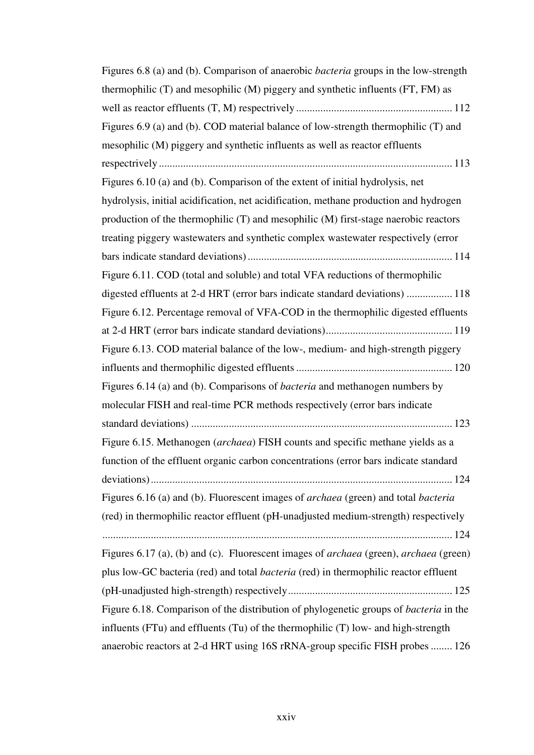Figures 6.8 (a) and (b). Comparison of anaerobic *bacteria* groups in the low-strength thermophilic (T) and mesophilic (M) piggery and synthetic influents (FT, FM) as well as reactor effluents (T, M) respectively ........................................................ 112

Figures 6.9 (a) and (b). COD material balance of low-strength thermophilic (T) and mesophilic (M) piggery and synthetic influents as well as reactor effluents respectrively ........................................................................................................ 113

Figures 6.10 (a) and (b). Comparison of the extent of initial hydrolysis, net hydrolysis, initial acidification, net acidification, methane production and hydrogen production of the thermophilic (T) and mesophilic (M) first-stage naerobic reactors treating piggery wastewaters and synthetic complex wastewater respectively (error bars indicate standard deviations) .......................................................................... 114

Figure 6.11. COD (total and soluble) and total VFA reductions of thermophilic digested effluents at 2-d HRT (error bars indicate standard deviations) ................ 118

Figure 6.12. Percentage removal of VFA-COD in the thermophilic digested effluents at 2-d HRT (error bars indicate standard deviations).............................................. 119

Figure 6.13. COD material balance of the low-, medium- and high-strength piggery influents and thermophilic digested effluents ........................................................ 120

Figures 6.14 (a) and (b). Comparisons of *bacteria* and methanogen numbers by molecular FISH and real-time PCR methods respectively (error bars indicate standard deviations) ............................................................................................... 123

Figure 6.15. Methanogen (*archaea*) FISH counts and specific methane yields as a function of the effluent organic carbon concentrations (error bars indicate standard deviations).............................................................................................................. 124

Figures 6.16 (a) and (b). Fluorescent images of *archaea* (green) and total *bacteria* (red) in thermophilic reactor effluent (pH-unadjusted medium-strength) respectively ............................................................................................................................... 124

Figures 6.17 (a), (b) and (c). Fluorescent images of *archaea* (green), *archaea* (green) plus low-GC bacteria (red) and total *bacteria* (red) in thermophilic reactor effluent (pH-unadjusted high-strength) respectively........................................................... 125

Figure 6.18. Comparison of the distribution of phylogenetic groups of *bacteria* in the influents (FTu) and effluents (Tu) of the thermophilic (T) low- and high-strength anaerobic reactors at 2-d HRT using 16S rRNA-group specific FISH probes ........ 126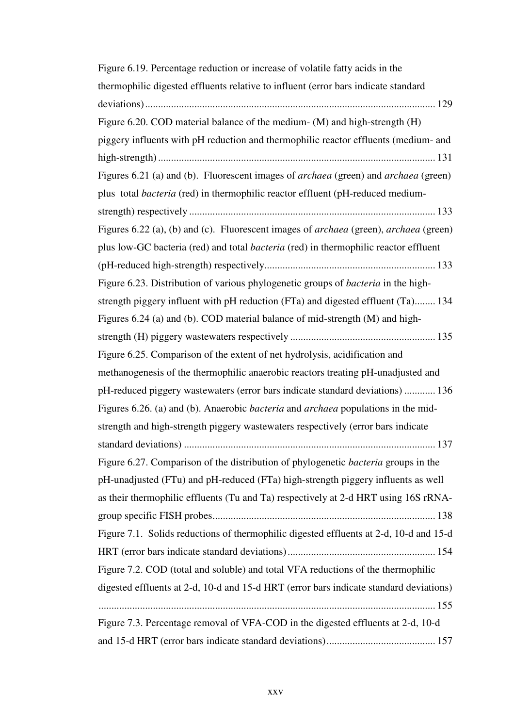Figure 6.19. Percentage reduction or increase of volatile fatty acids in the thermophilic digested effluents relative to influent (error bars indicate standard deviations) ............................................................................................................... 129

Figure 6.20. COD material balance of the medium- (M) and high-strength (H) piggery influents with pH reduction and thermophilic reactor effluents (medium- and high-strength) .......................................................................................................... 131

Figures 6.21 (a) and (b). Fluorescent images of *archaea* (green) and *archaea* (green) plus total *bacteria* (red) in thermophilic reactor effluent (pH-reduced medium-strength) respectively .............................................................................................. 133

Figures 6.22 (a), (b) and (c). Fluorescent images of *archaea* (green), *archaea* (green) plus low-GC bacteria (red) and total *bacteria* (red) in thermophilic reactor effluent (pH-reduced high-strength) respectively................................................................. 133

Figure 6.23. Distribution of various phylogenetic groups of *bacteria* in the high-strength piggery influent with pH reduction (FTa) and digested effluent (Ta)........ 134

Figures 6.24 (a) and (b). COD material balance of mid-strength (M) and high-strength (H) piggery wastewaters respectively ........................................................ 135

Figure 6.25. Comparison of the extent of net hydrolysis, acidification and methanogenesis of the thermophilic anaerobic reactors treating pH-unadjusted and pH-reduced piggery wastewaters (error bars indicate standard deviations) ............ 136

Figures 6.26. (a) and (b). Anaerobic *bacteria* and *archaea* populations in the mid-strength and high-strength piggery wastewaters respectively (error bars indicate standard deviations) ................................................................................................ 137

Figure 6.27. Comparison of the distribution of phylogenetic *bacteria* groups in the pH-unadjusted (FTu) and pH-reduced (FTa) high-strength piggery influents as well as their thermophilic effluents (Tu and Ta) respectively at 2-d HRT using 16S rRNA-group specific FISH probes..................................................................................... 138

Figure 7.1. Solids reductions of thermophilic digested effluents at 2-d, 10-d and 15-d HRT (error bars indicate standard deviations)......................................................... 154

Figure 7.2. COD (total and soluble) and total VFA reductions of the thermophilic digested effluents at 2-d, 10-d and 15-d HRT (error bars indicate standard deviations) ................................................................................................................................ 155

Figure 7.3. Percentage removal of VFA-COD in the digested effluents at 2-d, 10-d and 15-d HRT (error bars indicate standard deviations).......................................... 157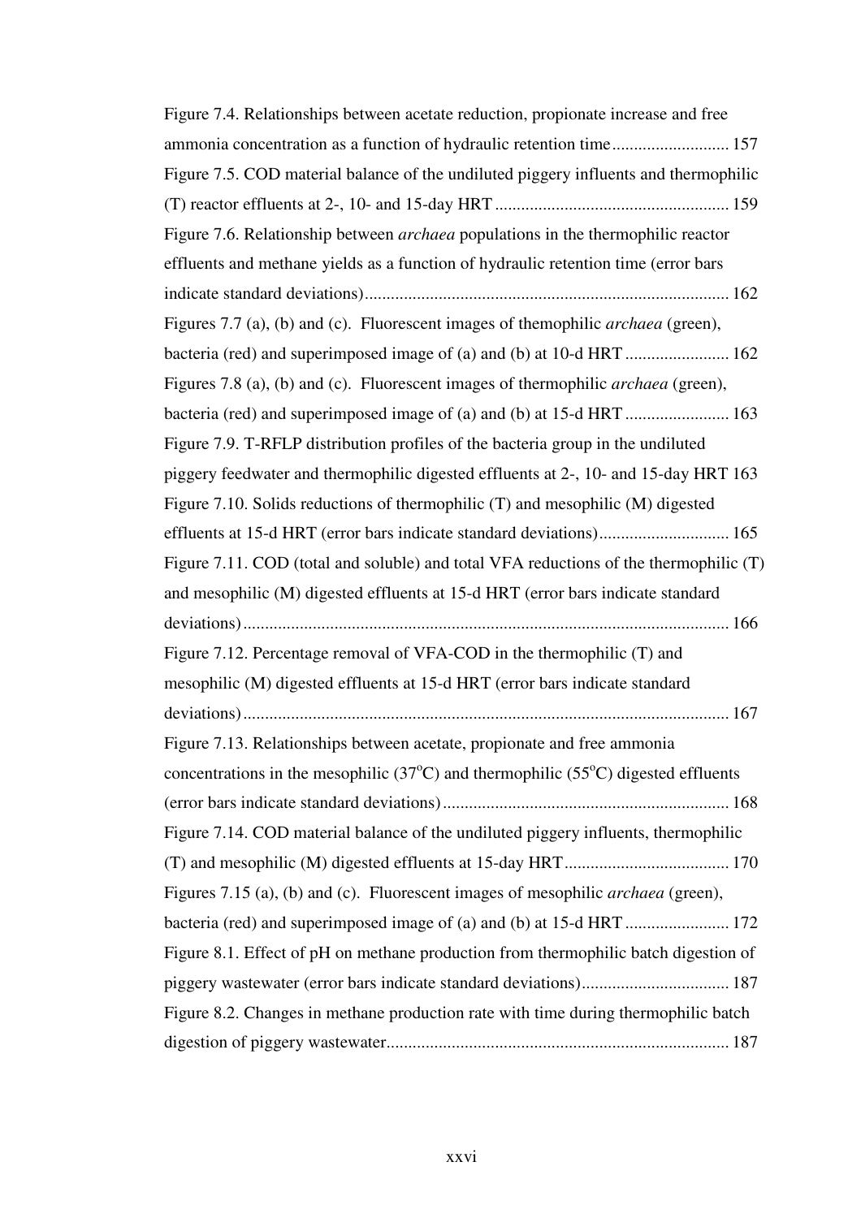Figure 7.4. Relationships between acetate reduction, propionate increase and free ammonia concentration as a function of hydraulic retention time ........................... 157

Figure 7.5. COD material balance of the undiluted piggery influents and thermophilic (T) reactor effluents at 2-, 10- and 15-day HRT ...................................................... 159

Figure 7.6. Relationship between *archaea* populations in the thermophilic reactor effluents and methane yields as a function of hydraulic retention time (error bars indicate standard deviations) ................................................................................... 162

Figures 7.7 (a), (b) and (c). Fluorescent images of themophilic *archaea* (green), bacteria (red) and superimposed image of (a) and (b) at 10-d HRT ........................ 162

Figures 7.8 (a), (b) and (c). Fluorescent images of thermophilic *archaea* (green), bacteria (red) and superimposed image of (a) and (b) at 15-d HRT ........................ 163

Figure 7.9. T-RFLP distribution profiles of the bacteria group in the undiluted piggery feedwater and thermophilic digested effluents at 2-, 10- and 15-day HRT 163

Figure 7.10. Solids reductions of thermophilic (T) and mesophilic (M) digested effluents at 15-d HRT (error bars indicate standard deviations) .............................. 165

Figure 7.11. COD (total and soluble) and total VFA reductions of the thermophilic (T) and mesophilic (M) digested effluents at 15-d HRT (error bars indicate standard deviations) ............................................................................................................... 166

Figure 7.12. Percentage removal of VFA-COD in the thermophilic (T) and mesophilic (M) digested effluents at 15-d HRT (error bars indicate standard deviations) ............................................................................................................... 167

Figure 7.13. Relationships between acetate, propionate and free ammonia concentrations in the mesophilic (37$^{o}$C) and thermophilic (55$^{o}$C) digested effluents (error bars indicate standard deviations) .................................................................. 168

Figure 7.14. COD material balance of the undiluted piggery influents, thermophilic (T) and mesophilic (M) digested effluents at 15-day HRT ...................................... 170

Figures 7.15 (a), (b) and (c). Fluorescent images of mesophilic *archaea* (green), bacteria (red) and superimposed image of (a) and (b) at 15-d HRT ........................ 172

Figure 8.1. Effect of pH on methane production from thermophilic batch digestion of piggery wastewater (error bars indicate standard deviations) .................................. 187

Figure 8.2. Changes in methane production rate with time during thermophilic batch digestion of piggery wastewater .............................................................................. 187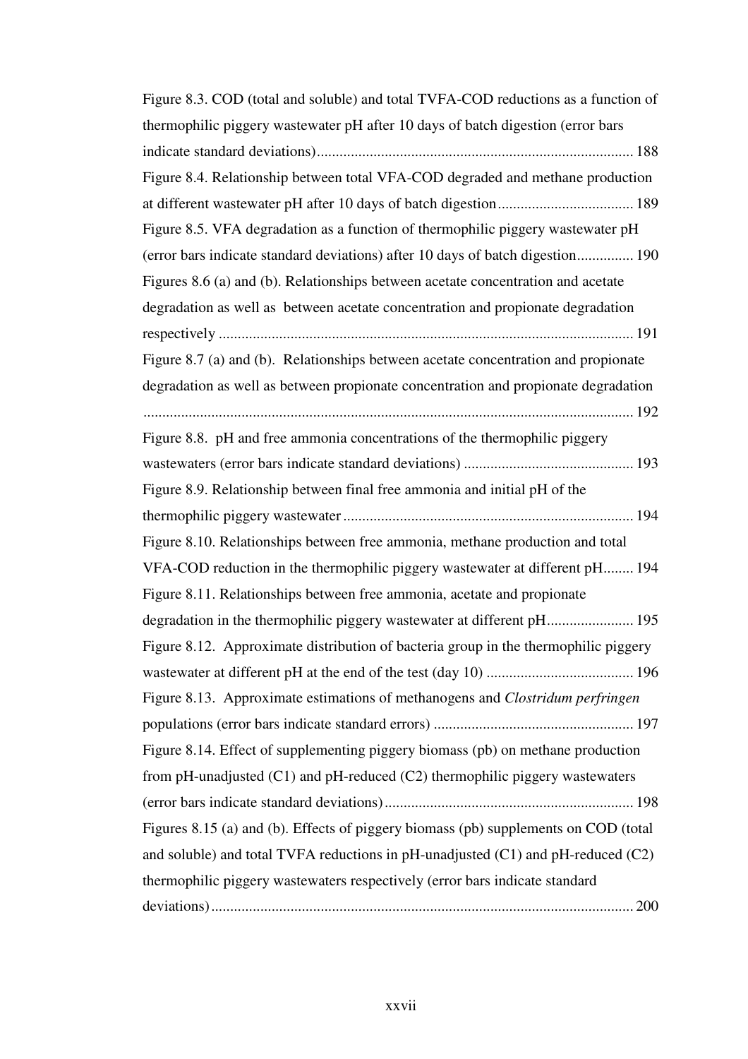Figure 8.3. COD (total and soluble) and total TVFA-COD reductions as a function of thermophilic piggery wastewater pH after 10 days of batch digestion (error bars indicate standard deviations) ........ 188

Figure 8.4. Relationship between total VFA-COD degraded and methane production at different wastewater pH after 10 days of batch digestion ........ 189

Figure 8.5. VFA degradation as a function of thermophilic piggery wastewater pH (error bars indicate standard deviations) after 10 days of batch digestion ........ 190

Figures 8.6 (a) and (b). Relationships between acetate concentration and acetate degradation as well as between acetate concentration and propionate degradation respectively ........ 191

Figure 8.7 (a) and (b). Relationships between acetate concentration and propionate degradation as well as between propionate concentration and propionate degradation ........ 192

Figure 8.8. pH and free ammonia concentrations of the thermophilic piggery wastewaters (error bars indicate standard deviations) ........ 193

Figure 8.9. Relationship between final free ammonia and initial pH of the thermophilic piggery wastewater ........ 194

Figure 8.10. Relationships between free ammonia, methane production and total VFA-COD reduction in the thermophilic piggery wastewater at different pH ........ 194

Figure 8.11. Relationships between free ammonia, acetate and propionate degradation in the thermophilic piggery wastewater at different pH ........ 195

Figure 8.12. Approximate distribution of bacteria group in the thermophilic piggery wastewater at different pH at the end of the test (day 10) ........ 196

Figure 8.13. Approximate estimations of methanogens and *Clostridum perfringen* populations (error bars indicate standard errors) ........ 197

Figure 8.14. Effect of supplementing piggery biomass (pb) on methane production from pH-unadjusted (C1) and pH-reduced (C2) thermophilic piggery wastewaters (error bars indicate standard deviations) ........ 198

Figures 8.15 (a) and (b). Effects of piggery biomass (pb) supplements on COD (total and soluble) and total TVFA reductions in pH-unadjusted (C1) and pH-reduced (C2) thermophilic piggery wastewaters respectively (error bars indicate standard deviations) ........ 200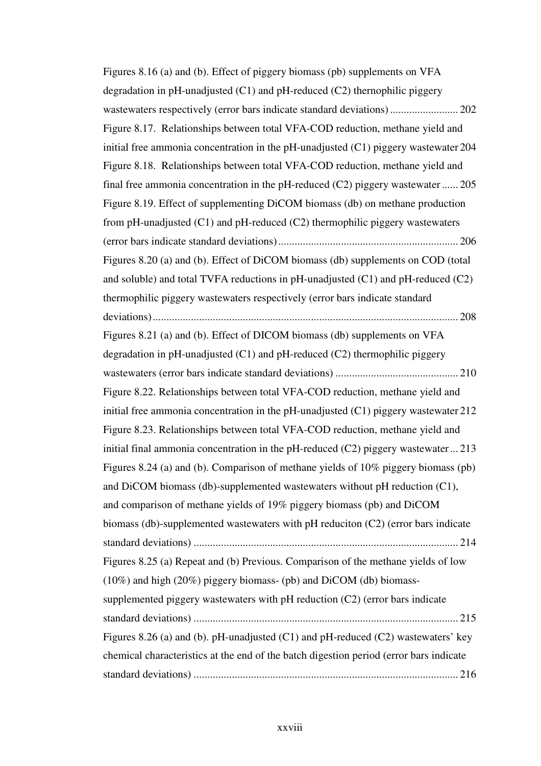Figures 8.16 (a) and (b). Effect of piggery biomass (pb) supplements on VFA degradation in pH-unadjusted (C1) and pH-reduced (C2) thernophilic piggery wastewaters respectively (error bars indicate standard deviations) ......................... 202

Figure 8.17. Relationships between total VFA-COD reduction, methane yield and initial free ammonia concentration in the pH-unadjusted (C1) piggery wastewater 204

Figure 8.18. Relationships between total VFA-COD reduction, methane yield and final free ammonia concentration in the pH-reduced (C2) piggery wastewater ...... 205

Figure 8.19. Effect of supplementing DiCOM biomass (db) on methane production from pH-unadjusted (C1) and pH-reduced (C2) thermophilic piggery wastewaters (error bars indicate standard deviations) ................................................................. 206

Figures 8.20 (a) and (b). Effect of DiCOM biomass (db) supplements on COD (total and soluble) and total TVFA reductions in pH-unadjusted (C1) and pH-reduced (C2) thermophilic piggery wastewaters respectively (error bars indicate standard deviations) ................................................................................................................ 208

Figures 8.21 (a) and (b). Effect of DICOM biomass (db) supplements on VFA degradation in pH-unadjusted (C1) and pH-reduced (C2) thermophilic piggery wastewaters (error bars indicate standard deviations) ............................................ 210

Figure 8.22. Relationships between total VFA-COD reduction, methane yield and initial free ammonia concentration in the pH-unadjusted (C1) piggery wastewater 212

Figure 8.23. Relationships between total VFA-COD reduction, methane yield and initial final ammonia concentration in the pH-reduced (C2) piggery wastewater ... 213

Figures 8.24 (a) and (b). Comparison of methane yields of 10% piggery biomass (pb) and DiCOM biomass (db)-supplemented wastewaters without pH reduction (C1), and comparison of methane yields of 19% piggery biomass (pb) and DiCOM biomass (db)-supplemented wastewaters with pH reduciton (C2) (error bars indicate standard deviations) ................................................................................................. 214

Figures 8.25 (a) Repeat and (b) Previous. Comparison of the methane yields of low (10%) and high (20%) piggery biomass- (pb) and DiCOM (db) biomass-supplemented piggery wastewaters with pH reduction (C2) (error bars indicate standard deviations) ................................................................................................. 215

Figures 8.26 (a) and (b). pH-unadjusted (C1) and pH-reduced (C2) wastewaters' key chemical characteristics at the end of the batch digestion period (error bars indicate standard deviations) ................................................................................................. 216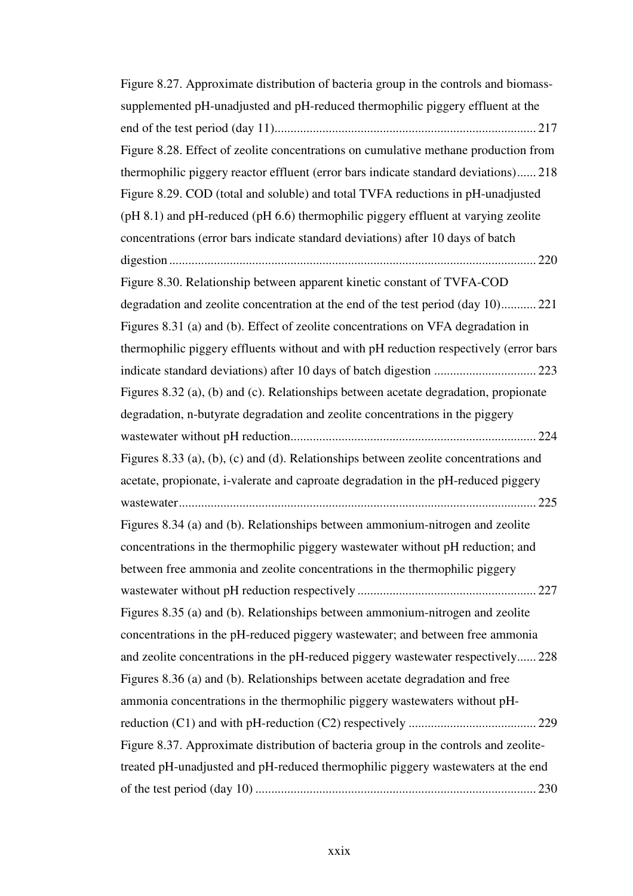Figure 8.27. Approximate distribution of bacteria group in the controls and biomass-supplemented pH-unadjusted and pH-reduced thermophilic piggery effluent at the end of the test period (day 11)................................................................................. 217

Figure 8.28. Effect of zeolite concentrations on cumulative methane production from thermophilic piggery reactor effluent (error bars indicate standard deviations)...... 218

Figure 8.29. COD (total and soluble) and total TVFA reductions in pH-unadjusted (pH 8.1) and pH-reduced (pH 6.6) thermophilic piggery effluent at varying zeolite concentrations (error bars indicate standard deviations) after 10 days of batch digestion ................................................................................................................. 220

Figure 8.30. Relationship between apparent kinetic constant of TVFA-COD degradation and zeolite concentration at the end of the test period (day 10)........... 221

Figures 8.31 (a) and (b). Effect of zeolite concentrations on VFA degradation in thermophilic piggery effluents without and with pH reduction respectively (error bars indicate standard deviations) after 10 days of batch digestion ................................ 223

Figures 8.32 (a), (b) and (c). Relationships between acetate degradation, propionate degradation, n-butyrate degradation and zeolite concentrations in the piggery wastewater without pH reduction............................................................................ 224

Figures 8.33 (a), (b), (c) and (d). Relationships between zeolite concentrations and acetate, propionate, i-valerate and caproate degradation in the pH-reduced piggery wastewater............................................................................................................... 225

Figures 8.34 (a) and (b). Relationships between ammonium-nitrogen and zeolite concentrations in the thermophilic piggery wastewater without pH reduction; and between free ammonia and zeolite concentrations in the thermophilic piggery wastewater without pH reduction respectively ........................................................ 227

Figures 8.35 (a) and (b). Relationships between ammonium-nitrogen and zeolite concentrations in the pH-reduced piggery wastewater; and between free ammonia and zeolite concentrations in the pH-reduced piggery wastewater respectively...... 228

Figures 8.36 (a) and (b). Relationships between acetate degradation and free ammonia concentrations in the thermophilic piggery wastewaters without pH-reduction (C1) and with pH-reduction (C2) respectively ........................................ 229

Figure 8.37. Approximate distribution of bacteria group in the controls and zeolite-treated pH-unadjusted and pH-reduced thermophilic piggery wastewaters at the end of the test period (day 10) ........................................................................................ 230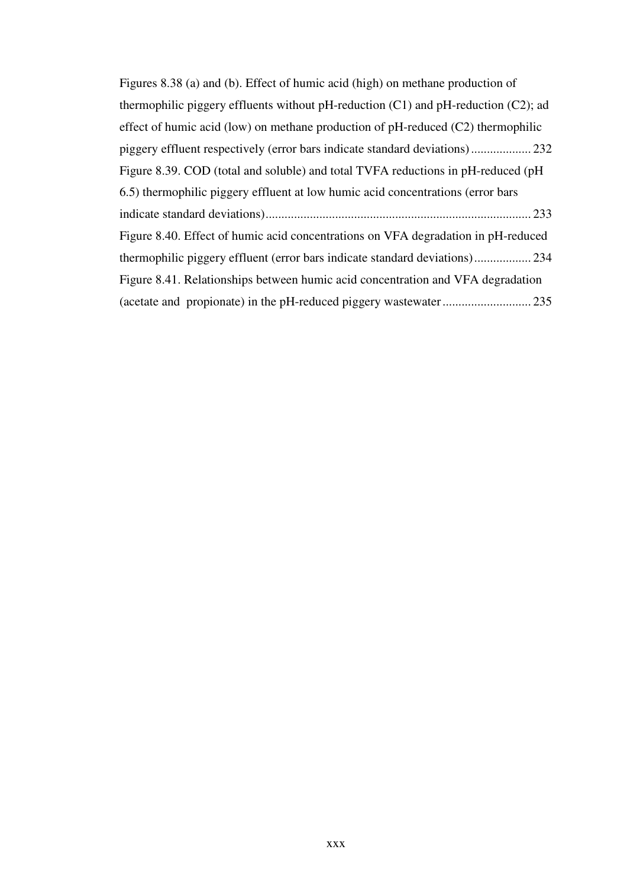Figures 8.38 (a) and (b). Effect of humic acid (high) on methane production of thermophilic piggery effluents without pH-reduction (C1) and pH-reduction (C2); ad effect of humic acid (low) on methane production of pH-reduced (C2) thermophilic piggery effluent respectively (error bars indicate standard deviations) .................. 232

Figure 8.39. COD (total and soluble) and total TVFA reductions in pH-reduced (pH 6.5) thermophilic piggery effluent at low humic acid concentrations (error bars indicate standard deviations) .................................................................................. 233

Figure 8.40. Effect of humic acid concentrations on VFA degradation in pH-reduced thermophilic piggery effluent (error bars indicate standard deviations) ................. 234

Figure 8.41. Relationships between humic acid concentration and VFA degradation (acetate and propionate) in the pH-reduced piggery wastewater ........................... 235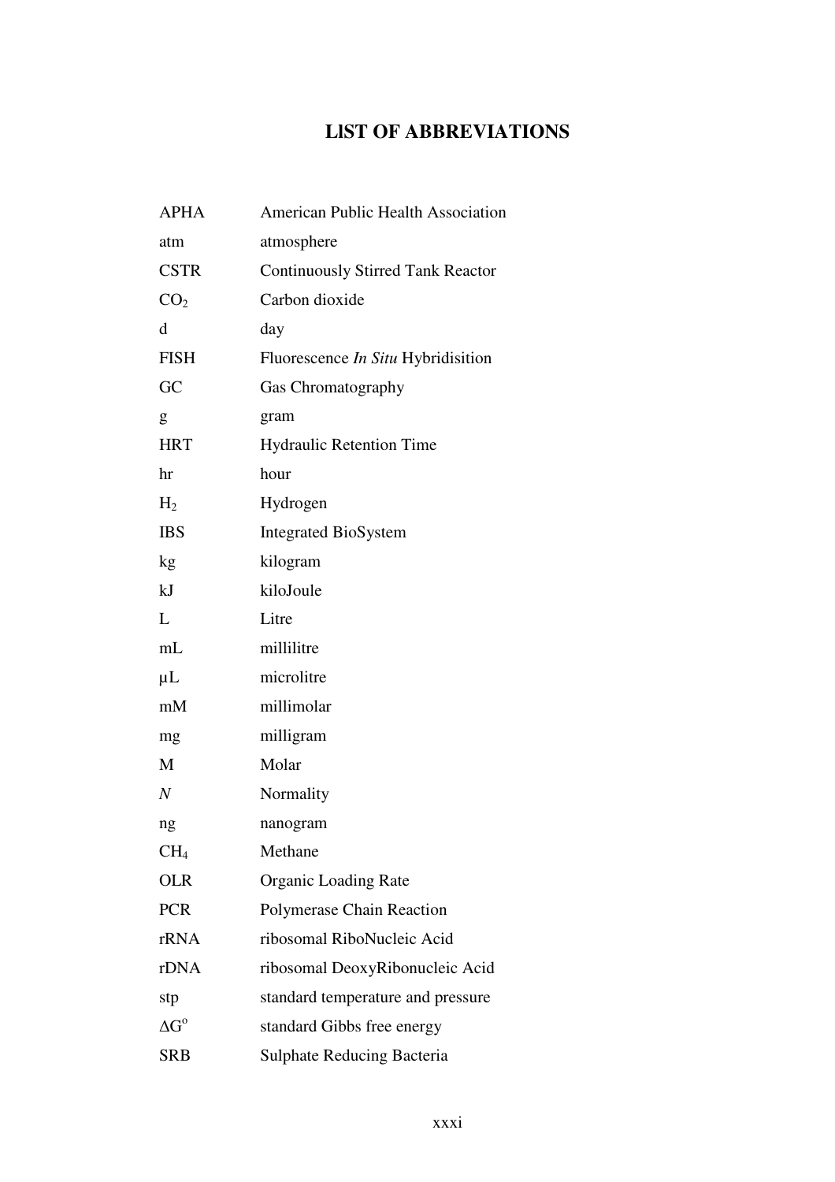# LIST OF ABBREVIATIONS

| | |
|---|---|
| APHA | American Public Health Association |
| atm | atmosphere |
| CSTR | Continuously Stirred Tank Reactor |
| $CO_2$ | Carbon dioxide |
| d | day |
| FISH | Fluorescence *In Situ* Hybridisition |
| GC | Gas Chromatography |
| g | gram |
| HRT | Hydraulic Retention Time |
| hr | hour |
| $H_2$ | Hydrogen |
| IBS | Integrated BioSystem |
| kg | kilogram |
| kJ | kiloJoule |
| L | Litre |
| mL | millilitre |
| µL | microlitre |
| mM | millimolar |
| mg | milligram |
| M | Molar |
| *N* | Normality |
| ng | nanogram |
| $CH_4$ | Methane |
| OLR | Organic Loading Rate |
| PCR | Polymerase Chain Reaction |
| rRNA | ribosomal RiboNucleic Acid |
| rDNA | ribosomal DeoxyRibonucleic Acid |
| stp | standard temperature and pressure |
| $\Delta G^o$ | standard Gibbs free energy |
| SRB | Sulphate Reducing Bacteria |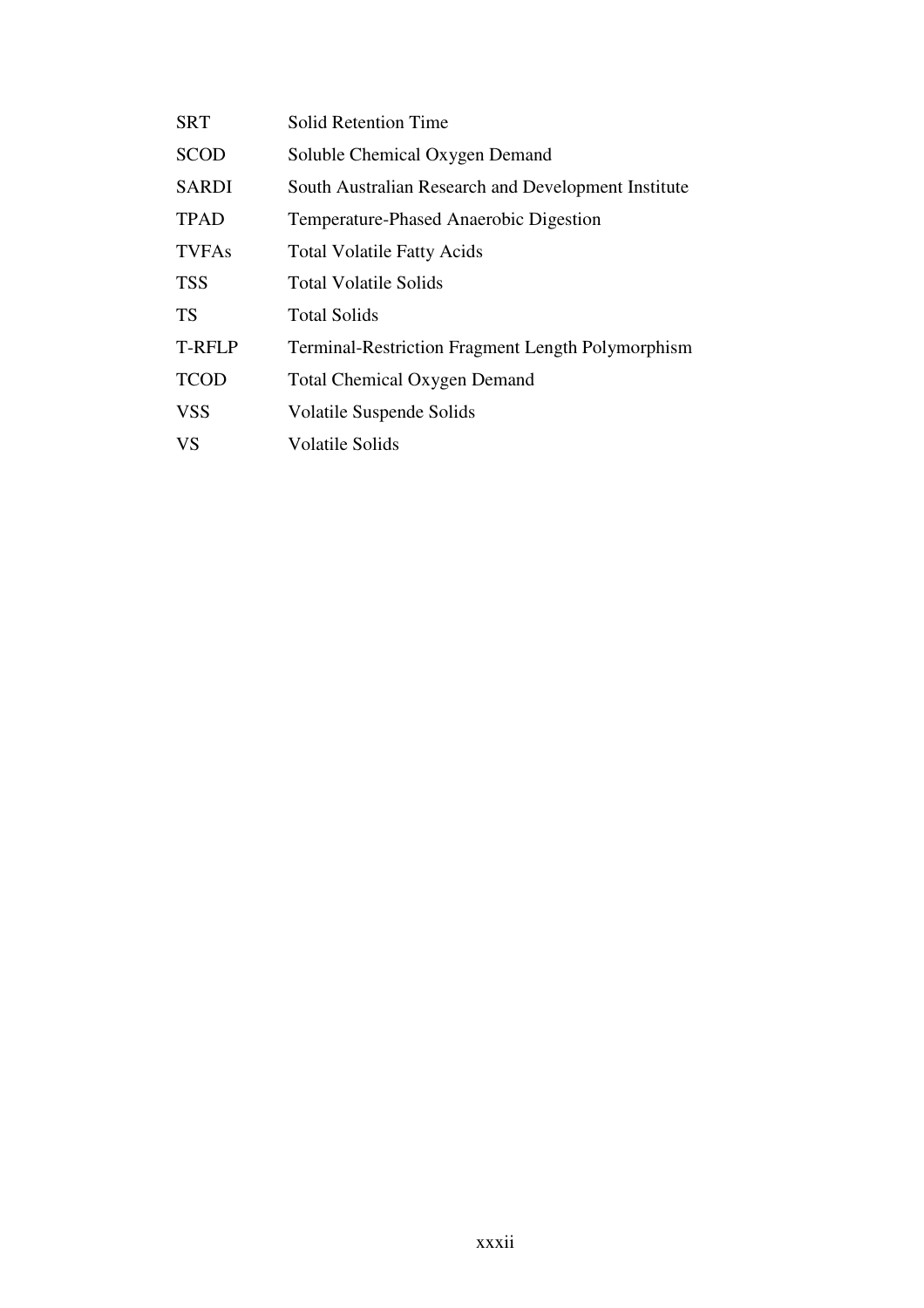| | |
|---|---|
| SRT | Solid Retention Time |
| SCOD | Soluble Chemical Oxygen Demand |
| SARDI | South Australian Research and Development Institute |
| TPAD | Temperature-Phased Anaerobic Digestion |
| TVFAs | Total Volatile Fatty Acids |
| TSS | Total Volatile Solids |
| TS | Total Solids |
| T-RFLP | Terminal-Restriction Fragment Length Polymorphism |
| TCOD | Total Chemical Oxygen Demand |
| VSS | Volatile Suspende Solids |
| VS | Volatile Solids |